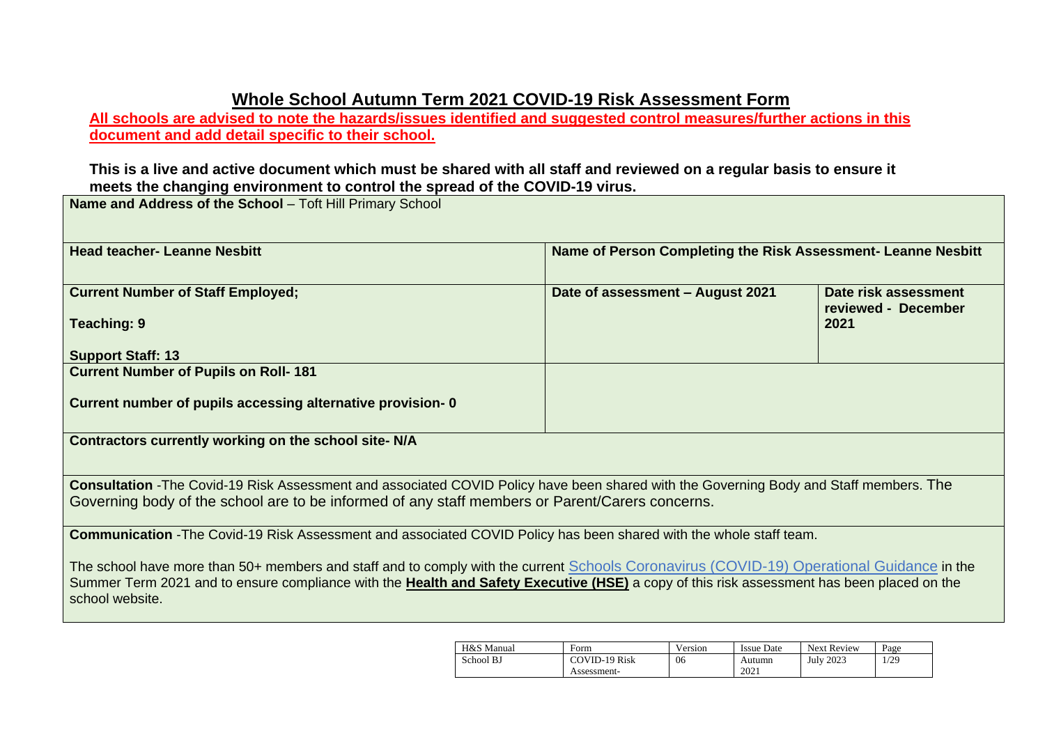# Whole School Autumn Term 2021 COVID-19 Risk Assessment Form

**All schools are advised to note the hazards/issues identified and suggested control measures/further actions in this document and add detail specific to their school.**

**This is a live and active document which must be shared with all staff and reviewed on a regular basis to ensure it meets the changing environment to control the spread of the COVID-19 virus.**

| | | |
|---|---|---|
| **Name and Address of the School** – Toft Hill Primary School | | |
| **Head teacher- Leanne Nesbitt** | **Name of Person Completing the Risk Assessment- Leanne Nesbitt** | |
| **Current Number of Staff Employed;**<br><br>**Teaching: 9**<br><br>**Support Staff: 13** | **Date of assessment – August 2021** | **Date risk assessment reviewed - December 2021** |
| **Current Number of Pupils on Roll- 181**<br><br>**Current number of pupils accessing alternative provision- 0** | | |
| **Contractors currently working on the school site- N/A** | | |
| **Consultation** -The Covid-19 Risk Assessment and associated COVID Policy have been shared with the Governing Body and Staff members. The Governing body of the school are to be informed of any staff members or Parent/Carers concerns. | | |
| **Communication** -The Covid-19 Risk Assessment and associated COVID Policy has been shared with the whole staff team.<br><br>The school have more than 50+ members and staff and to comply with the current Schools Coronavirus (COVID-19) Operational Guidance in the Summer Term 2021 and to ensure compliance with the **Health and Safety Executive (HSE)** a copy of this risk assessment has been placed on the school website. | | |

| H&S Manual | Form | Version | Issue Date | Next Review |
|---|---|---|---|---|
| School BJ | COVID-19 Risk Assessment- | 06 | Autumn 2021 | July 2023 |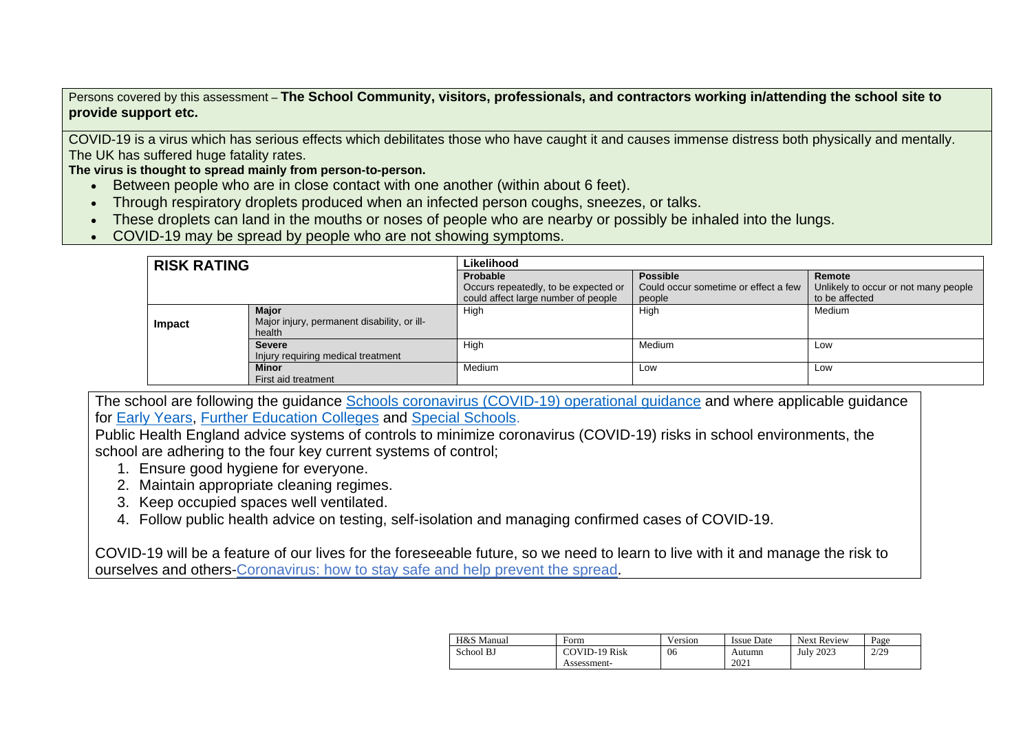Persons covered by this assessment – **The School Community, visitors, professionals, and contractors working in/attending the school site to provide support etc.**

COVID-19 is a virus which has serious effects which debilitates those who have caught it and causes immense distress both physically and mentally. The UK has suffered huge fatality rates.

**The virus is thought to spread mainly from person-to-person.**

- Between people who are in close contact with one another (within about 6 feet).
- Through respiratory droplets produced when an infected person coughs, sneezes, or talks.
- These droplets can land in the mouths or noses of people who are nearby or possibly be inhaled into the lungs.
- COVID-19 may be spread by people who are not showing symptoms.

| **RISK RATING** | | **Likelihood** | | |
|---|---|---|---|---|
| | | **Probable** Occurs repeatedly, to be expected or could affect large number of people | **Possible** Could occur sometime or effect a few people | **Remote** Unlikely to occur or not many people to be affected |
| **Impact** | **Major** Major injury, permanent disability, or ill-health | High | High | Medium |
| | **Severe** Injury requiring medical treatment | High | Medium | Low |
| | **Minor** First aid treatment | Medium | Low | Low |

The school are following the guidance Schools coronavirus (COVID-19) operational guidance and where applicable guidance for Early Years, Further Education Colleges and Special Schools.

Public Health England advice systems of controls to minimize coronavirus (COVID-19) risks in school environments, the school are adhering to the four key current systems of control;

1. Ensure good hygiene for everyone.
2. Maintain appropriate cleaning regimes.
3. Keep occupied spaces well ventilated.
4. Follow public health advice on testing, self-isolation and managing confirmed cases of COVID-19.

COVID-19 will be a feature of our lives for the foreseeable future, so we need to learn to live with it and manage the risk to ourselves and others-Coronavirus: how to stay safe and help prevent the spread.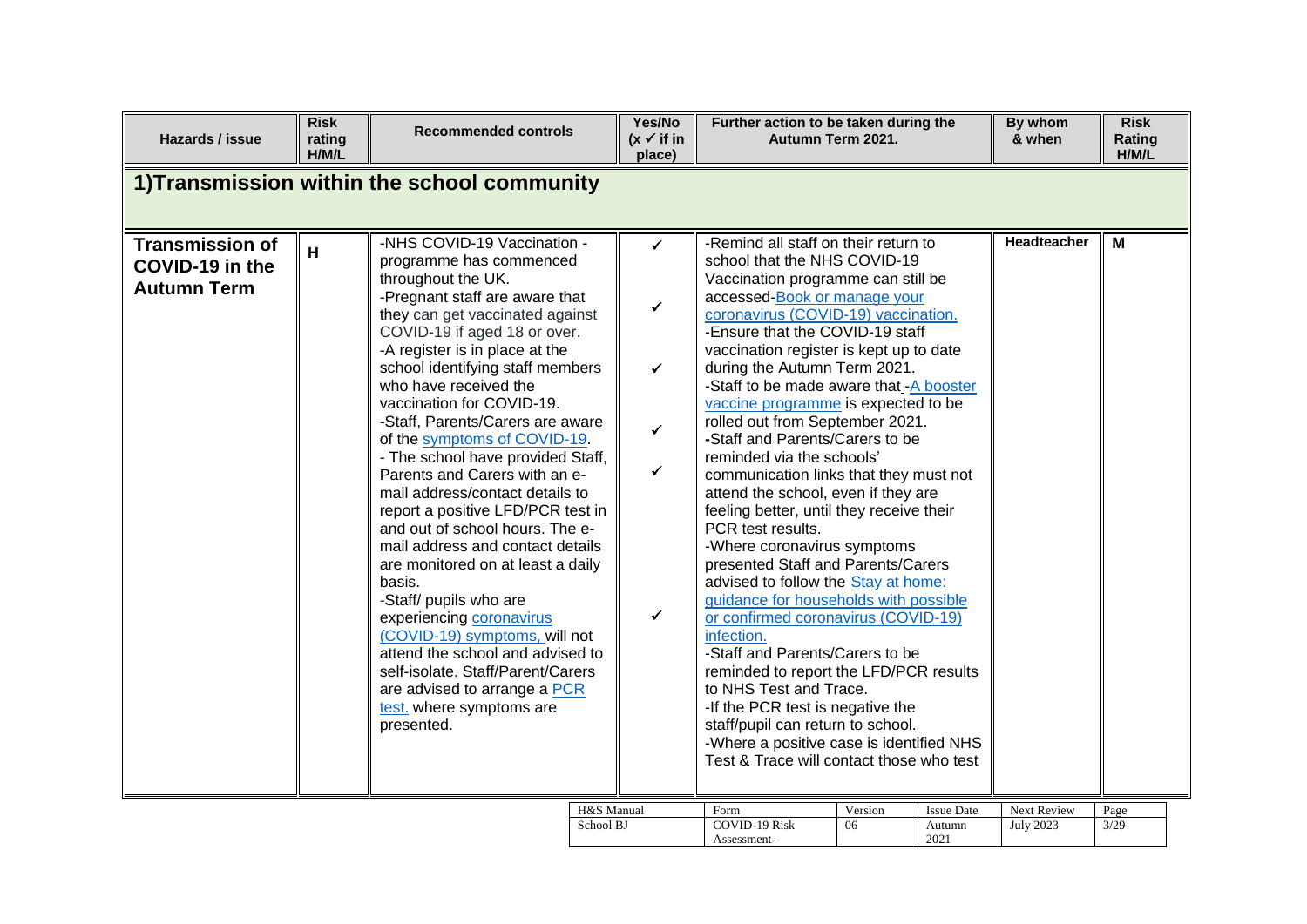| Hazards / issue | Risk rating H/M/L | Recommended controls | Yes/No (x ✓ if in place) | Further action to be taken during the Autumn Term 2021. | By whom & when | Risk Rating H/M/L |
|---|---|---|---|---|---|---|
| **1)Transmission within the school community** | | | | | | |
| **Transmission of COVID-19 in the Autumn Term** | **H** | -NHS COVID-19 Vaccination - programme has commenced throughout the UK.<br>-Pregnant staff are aware that they can get vaccinated against COVID-19 if aged 18 or over.<br>-A register is in place at the school identifying staff members who have received the vaccination for COVID-19.<br>-Staff, Parents/Carers are aware of the symptoms of COVID-19.<br>- The school have provided Staff, Parents and Carers with an e-mail address/contact details to report a positive LFD/PCR test in and out of school hours. The e-mail address and contact details are monitored on at least a daily basis.<br>-Staff/ pupils who are experiencing coronavirus (COVID-19) symptoms, will not attend the school and advised to self-isolate. Staff/Parent/Carers are advised to arrange a PCR test. where symptoms are presented. | ✓<br>✓<br>✓<br>✓<br>✓<br>✓ | -Remind all staff on their return to school that the NHS COVID-19 Vaccination programme can still be accessed-Book or manage your coronavirus (COVID-19) vaccination.<br>-Ensure that the COVID-19 staff vaccination register is kept up to date during the Autumn Term 2021.<br>-Staff to be made aware that -A booster vaccine programme is expected to be rolled out from September 2021.<br>-Staff and Parents/Carers to be reminded via the schools' communication links that they must not attend the school, even if they are feeling better, until they receive their PCR test results.<br>-Where coronavirus symptoms presented Staff and Parents/Carers advised to follow the Stay at home: guidance for households with possible or confirmed coronavirus (COVID-19) infection.<br>-Staff and Parents/Carers to be reminded to report the LFD/PCR results to NHS Test and Trace.<br>-If the PCR test is negative the staff/pupil can return to school.<br>-Where a positive case is identified NHS Test & Trace will contact those who test | **Headteacher** | **M** |

| H&S Manual | Form | Version | Issue Date | Next Review | Page |
|---|---|---|---|---|---|
| School BJ | COVID-19 Risk Assessment- | 06 | Autumn 2021 | July 2023 | 3/29 |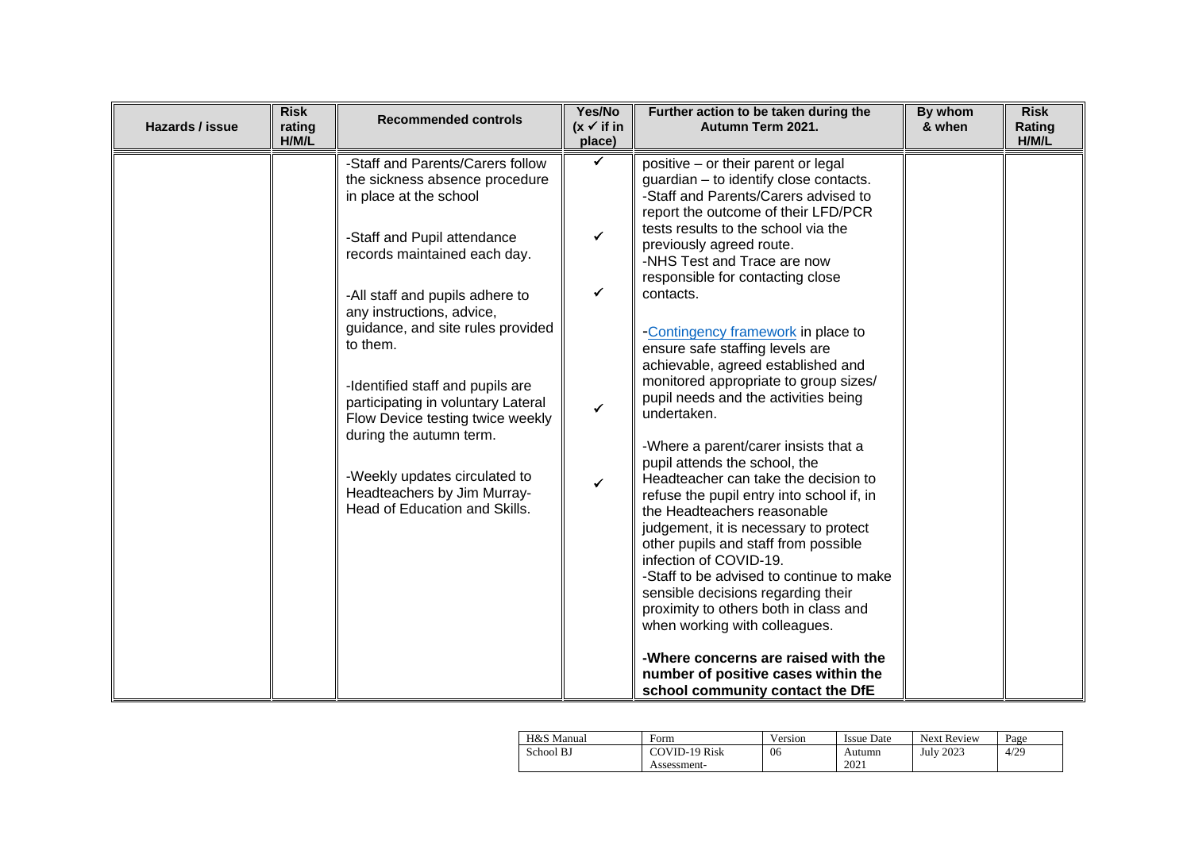| Hazards / issue | Risk rating H/M/L | Recommended controls | Yes/No (x ✓ if in place) | Further action to be taken during the Autumn Term 2021. | By whom & when | Risk Rating H/M/L |
|---|---|---|---|---|---|---|
| | | -Staff and Parents/Carers follow the sickness absence procedure in place at the school<br><br>-Staff and Pupil attendance records maintained each day.<br><br>-All staff and pupils adhere to any instructions, advice, guidance, and site rules provided to them.<br><br>-Identified staff and pupils are participating in voluntary Lateral Flow Device testing twice weekly during the autumn term.<br><br>-Weekly updates circulated to Headteachers by Jim Murray- Head of Education and Skills. | ✓<br><br>✓<br><br>✓<br><br>✓<br><br>✓ | positive – or their parent or legal guardian – to identify close contacts.<br>-Staff and Parents/Carers advised to report the outcome of their LFD/PCR tests results to the school via the previously agreed route.<br>-NHS Test and Trace are now responsible for contacting close contacts.<br><br>-Contingency framework in place to ensure safe staffing levels are achievable, agreed established and monitored appropriate to group sizes/ pupil needs and the activities being undertaken.<br><br>-Where a parent/carer insists that a pupil attends the school, the Headteacher can take the decision to refuse the pupil entry into school if, in the Headteachers reasonable judgement, it is necessary to protect other pupils and staff from possible infection of COVID-19.<br>-Staff to be advised to continue to make sensible decisions regarding their proximity to others both in class and when working with colleagues.<br><br>**-Where concerns are raised with the number of positive cases within the school community contact the DfE** | | |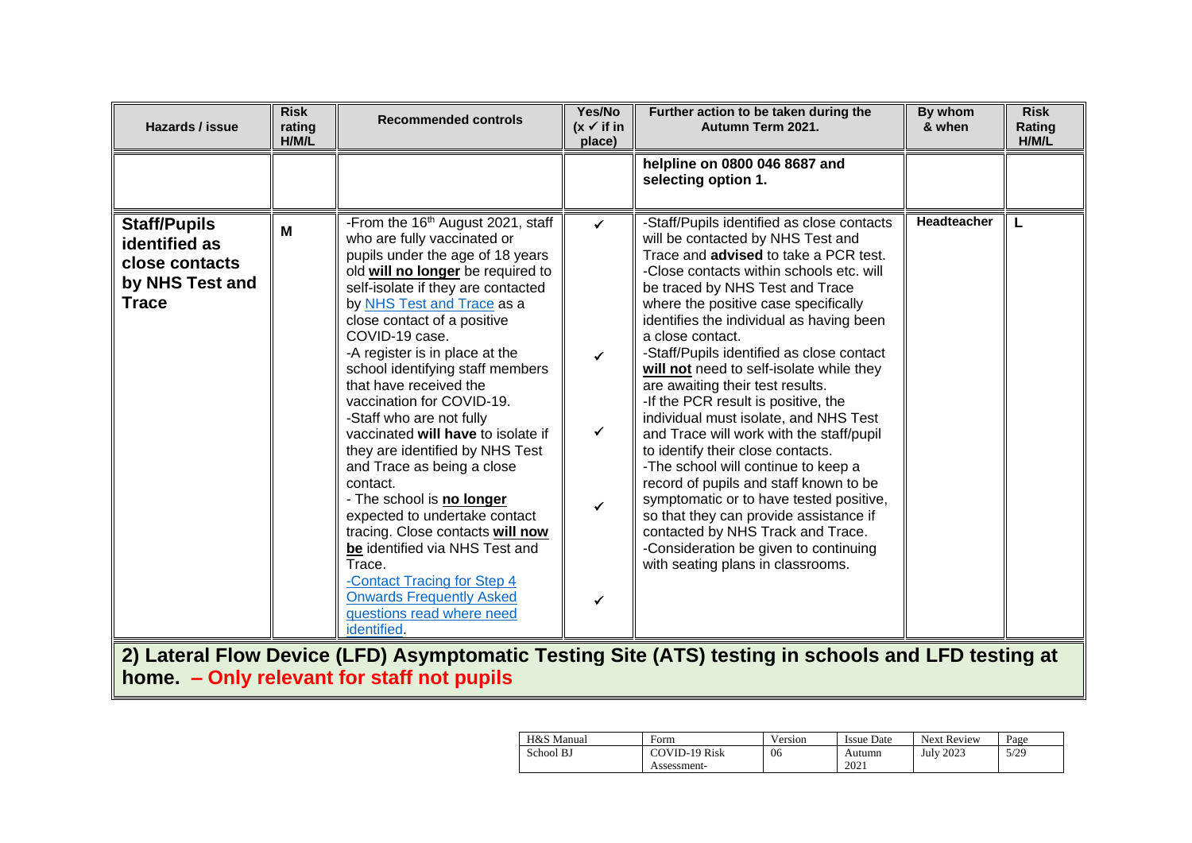| Hazards / issue | Risk rating H/M/L | Recommended controls | Yes/No (x ✓ if in place) | Further action to be taken during the Autumn Term 2021. | By whom & when | Risk Rating H/M/L |
|---|---|---|---|---|---|---|
| | | | | **helpline on 0800 046 8687 and selecting option 1.** | | |
| **Staff/Pupils identified as close contacts by NHS Test and Trace** | **M** | -From the 16th August 2021, staff who are fully vaccinated or pupils under the age of 18 years old **will no longer** be required to self-isolate if they are contacted by NHS Test and Trace as a close contact of a positive COVID-19 case.<br>-A register is in place at the school identifying staff members that have received the vaccination for COVID-19.<br>-Staff who are not fully vaccinated **will have** to isolate if they are identified by NHS Test and Trace as being a close contact.<br>- The school is **no longer** expected to undertake contact tracing. Close contacts **will now be** identified via NHS Test and Trace.<br>-Contact Tracing for Step 4 Onwards Frequently Asked questions read where need identified. | ✓<br>✓<br>✓<br>✓<br>✓ | -Staff/Pupils identified as close contacts will be contacted by NHS Test and Trace and **advised** to take a PCR test.<br>-Close contacts within schools etc. will be traced by NHS Test and Trace where the positive case specifically identifies the individual as having been a close contact.<br>-Staff/Pupils identified as close contact **will not** need to self-isolate while they are awaiting their test results.<br>-If the PCR result is positive, the individual must isolate, and NHS Test and Trace will work with the staff/pupil to identify their close contacts.<br>-The school will continue to keep a record of pupils and staff known to be symptomatic or to have tested positive, so that they can provide assistance if contacted by NHS Track and Trace.<br>-Consideration be given to continuing with seating plans in classrooms. | **Headteacher** | **L** |

## 2) Lateral Flow Device (LFD) Asymptomatic Testing Site (ATS) testing in schools and LFD testing at home. – Only relevant for staff not pupils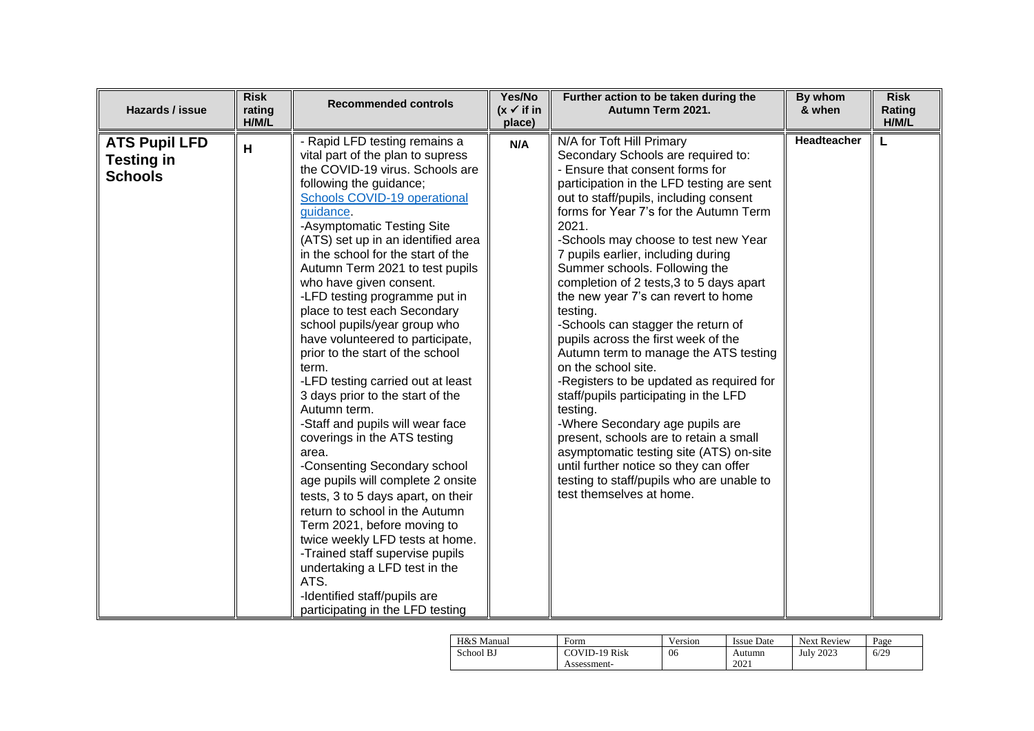| Hazards / issue | Risk rating H/M/L | Recommended controls | Yes/No (x ✓ if in place) | Further action to be taken during the Autumn Term 2021. | By whom & when | Risk Rating H/M/L |
|---|---|---|---|---|---|---|
| **ATS Pupil LFD Testing in Schools** | **H** | - Rapid LFD testing remains a vital part of the plan to supress the COVID-19 virus. Schools are following the guidance; [Schools COVID-19 operational guidance](). <br>-Asymptomatic Testing Site (ATS) set up in an identified area in the school for the start of the Autumn Term 2021 to test pupils who have given consent. <br>-LFD testing programme put in place to test each Secondary school pupils/year group who have volunteered to participate, prior to the start of the school term. <br>-LFD testing carried out at least 3 days prior to the start of the Autumn term. <br>-Staff and pupils will wear face coverings in the ATS testing area. <br>-Consenting Secondary school age pupils will complete 2 onsite tests, 3 to 5 days apart, on their return to school in the Autumn Term 2021, before moving to twice weekly LFD tests at home. <br>-Trained staff supervise pupils undertaking a LFD test in the ATS. <br>-Identified staff/pupils are participating in the LFD testing | **N/A** | N/A for Toft Hill Primary <br>Secondary Schools are required to: <br>- Ensure that consent forms for participation in the LFD testing are sent out to staff/pupils, including consent forms for Year 7's for the Autumn Term 2021. <br>-Schools may choose to test new Year 7 pupils earlier, including during Summer schools. Following the completion of 2 tests,3 to 5 days apart the new year 7's can revert to home testing. <br>-Schools can stagger the return of pupils across the first week of the Autumn term to manage the ATS testing on the school site. <br>-Registers to be updated as required for staff/pupils participating in the LFD testing. <br>-Where Secondary age pupils are present, schools are to retain a small asymptomatic testing site (ATS) on-site until further notice so they can offer testing to staff/pupils who are unable to test themselves at home. | **Headteacher** | **L** |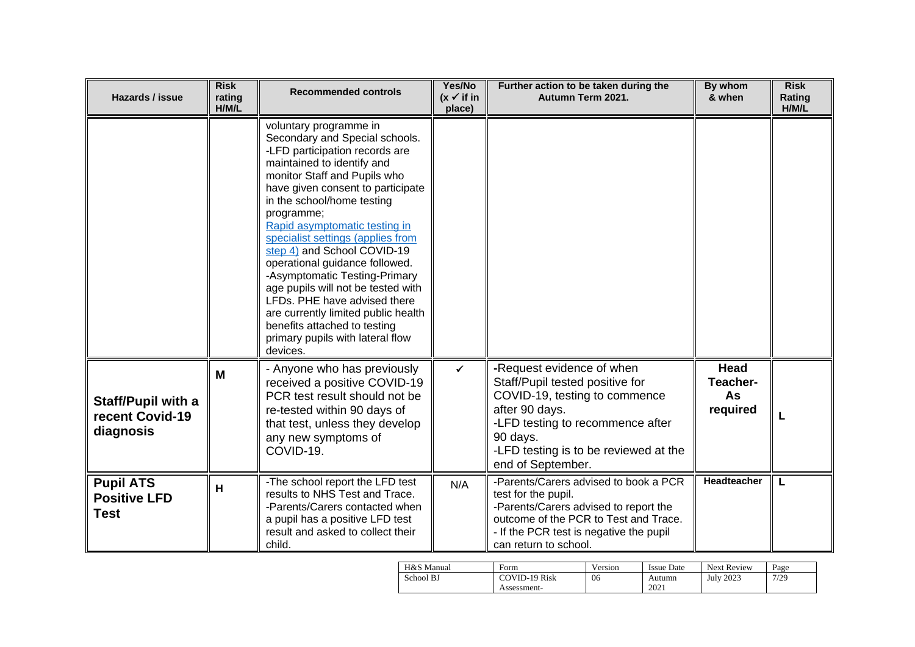| Hazards / issue | Risk rating H/M/L | Recommended controls | Yes/No (x ✓ if in place) | Further action to be taken during the Autumn Term 2021. | By whom & when | Risk Rating H/M/L |
|---|---|---|---|---|---|---|
| | | voluntary programme in Secondary and Special schools.<br>-LFD participation records are maintained to identify and monitor Staff and Pupils who have given consent to participate in the school/home testing programme;<br>[Rapid asymptomatic testing in specialist settings (applies from step 4)] and School COVID-19 operational guidance followed.<br>-Asymptomatic Testing-Primary age pupils will not be tested with LFDs. PHE have advised there are currently limited public health benefits attached to testing primary pupils with lateral flow devices. | | | | |
| **Staff/Pupil with a recent Covid-19 diagnosis** | **M** | - Anyone who has previously received a positive COVID-19 PCR test result should not be re-tested within 90 days of that test, unless they develop any new symptoms of COVID-19. | ✓ | -Request evidence of when Staff/Pupil tested positive for COVID-19, testing to commence after 90 days.<br>-LFD testing to recommence after 90 days.<br>-LFD testing is to be reviewed at the end of September. | **Head Teacher- As required** | **L** |
| **Pupil ATS Positive LFD Test** | **H** | -The school report the LFD test results to NHS Test and Trace.<br>-Parents/Carers contacted when a pupil has a positive LFD test result and asked to collect their child. | N/A | -Parents/Carers advised to book a PCR test for the pupil.<br>-Parents/Carers advised to report the outcome of the PCR to Test and Trace.<br>- If the PCR test is negative the pupil can return to school. | **Headteacher** | **L** |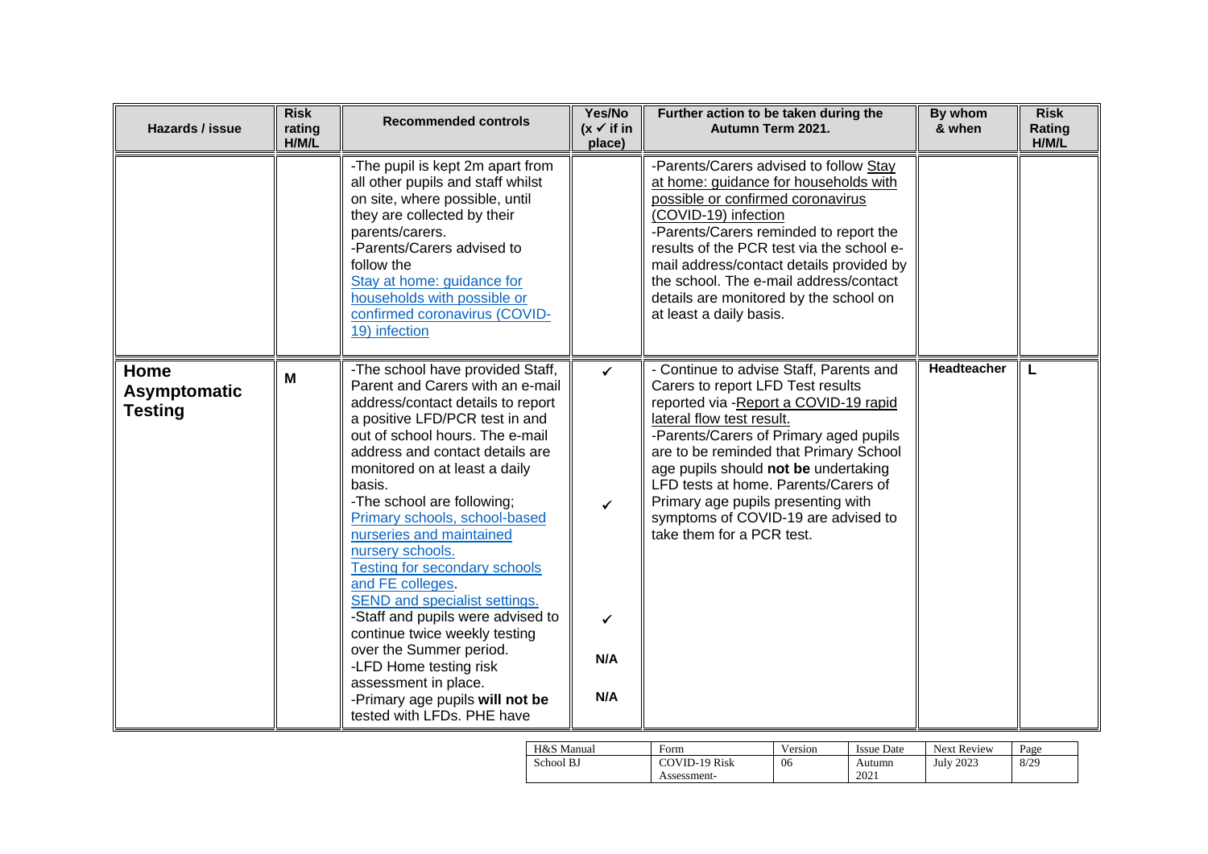| Hazards / issue | Risk rating H/M/L | Recommended controls | Yes/No (x ✓ if in place) | Further action to be taken during the Autumn Term 2021. | By whom & when | Risk Rating H/M/L |
|---|---|---|---|---|---|---|
| | | -The pupil is kept 2m apart from all other pupils and staff whilst on site, where possible, until they are collected by their parents/carers.<br>-Parents/Carers advised to follow the Stay at home: guidance for households with possible or confirmed coronavirus (COVID-19) infection | | -Parents/Carers advised to follow Stay at home: guidance for households with possible or confirmed coronavirus (COVID-19) infection<br>-Parents/Carers reminded to report the results of the PCR test via the school e-mail address/contact details provided by the school. The e-mail address/contact details are monitored by the school on at least a daily basis. | | |
| **Home Asymptomatic Testing** | **M** | -The school have provided Staff, Parent and Carers with an e-mail address/contact details to report a positive LFD/PCR test in and out of school hours. The e-mail address and contact details are monitored on at least a daily basis.<br>-The school are following; Primary schools, school-based nurseries and maintained nursery schools. Testing for secondary schools and FE colleges. SEND and specialist settings.<br>-Staff and pupils were advised to continue twice weekly testing over the Summer period.<br>-LFD Home testing risk assessment in place.<br>-Primary age pupils **will not be** tested with LFDs. PHE have | ✓<br>✓<br>✓<br>**N/A**<br>**N/A** | - Continue to advise Staff, Parents and Carers to report LFD Test results reported via -Report a COVID-19 rapid lateral flow test result.<br>-Parents/Carers of Primary aged pupils are to be reminded that Primary School age pupils should **not be** undertaking LFD tests at home. Parents/Carers of Primary age pupils presenting with symptoms of COVID-19 are advised to take them for a PCR test. | **Headteacher** | **L** |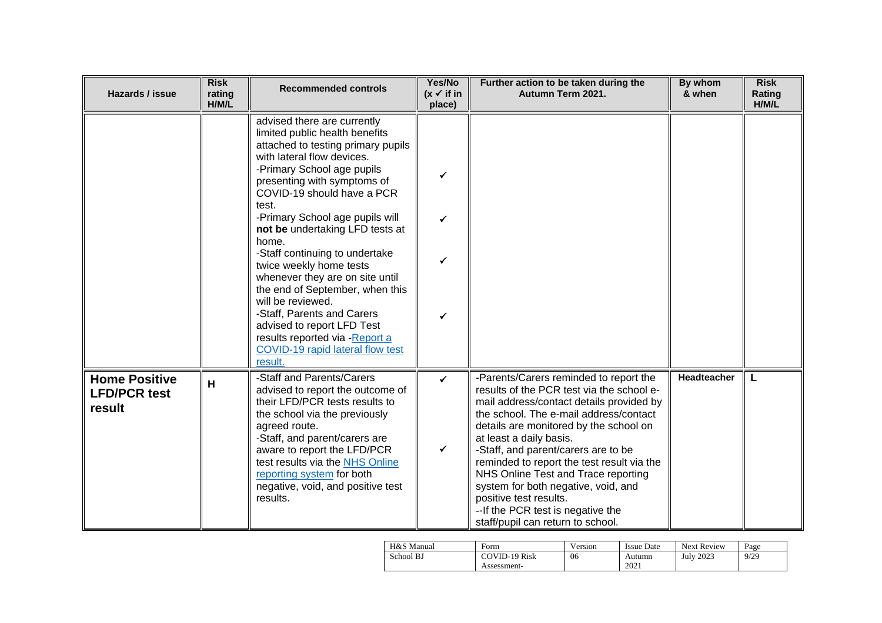| Hazards / issue | Risk rating H/M/L | Recommended controls | Yes/No (x ✓ if in place) | Further action to be taken during the Autumn Term 2021. | By whom & when | Risk Rating H/M/L |
|---|---|---|---|---|---|---|
| | | advised there are currently limited public health benefits attached to testing primary pupils with lateral flow devices.<br>-Primary School age pupils presenting with symptoms of COVID-19 should have a PCR test.<br>-Primary School age pupils will **not be** undertaking LFD tests at home.<br>-Staff continuing to undertake twice weekly home tests whenever they are on site until the end of September, when this will be reviewed.<br>-Staff, Parents and Carers advised to report LFD Test results reported via -[Report a COVID-19 rapid lateral flow test result.]() | ✓<br><br>✓<br><br>✓<br><br>✓ | | | |
| **Home Positive LFD/PCR test result** | **H** | -Staff and Parents/Carers advised to report the outcome of their LFD/PCR tests results to the school via the previously agreed route.<br>-Staff, and parent/carers are aware to report the LFD/PCR test results via the [NHS Online reporting system]() for both negative, void, and positive test results. | ✓<br><br>✓ | -Parents/Carers reminded to report the results of the PCR test via the school e-mail address/contact details provided by the school. The e-mail address/contact details are monitored by the school on at least a daily basis.<br>-Staff, and parent/carers are to be reminded to report the test result via the NHS Online Test and Trace reporting system for both negative, void, and positive test results.<br>--If the PCR test is negative the staff/pupil can return to school. | **Headteacher** | **L** |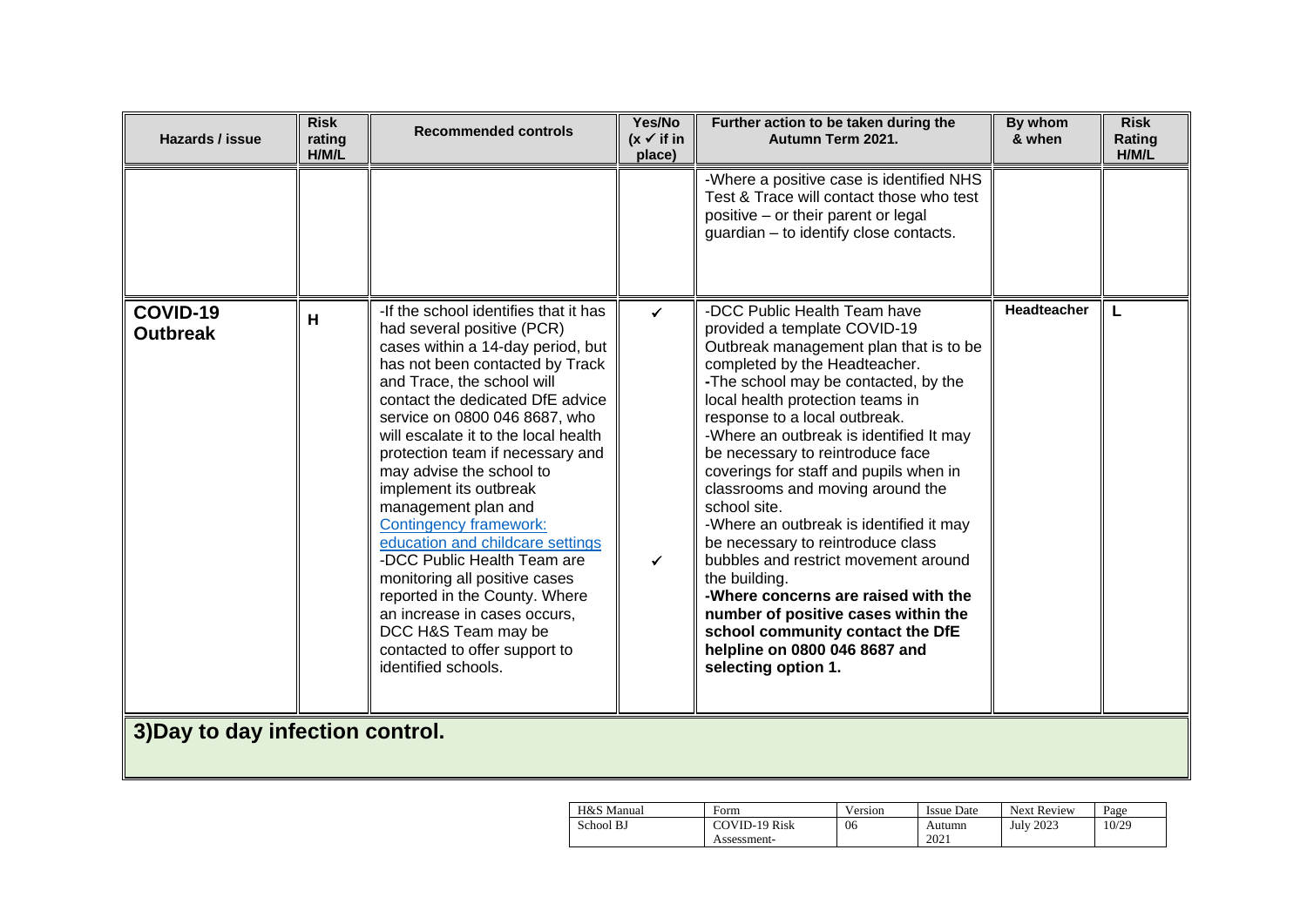| Hazards / issue | Risk rating H/M/L | Recommended controls | Yes/No (x ✓ if in place) | Further action to be taken during the Autumn Term 2021. | By whom & when | Risk Rating H/M/L |
|---|---|---|---|---|---|---|
| | | | | -Where a positive case is identified NHS Test & Trace will contact those who test positive – or their parent or legal guardian – to identify close contacts. | | |
| **COVID-19 Outbreak** | **H** | -If the school identifies that it has had several positive (PCR) cases within a 14-day period, but has not been contacted by Track and Trace, the school will contact the dedicated DfE advice service on 0800 046 8687, who will escalate it to the local health protection team if necessary and may advise the school to implement its outbreak management plan and [Contingency framework: education and childcare settings](#)<br>-DCC Public Health Team are monitoring all positive cases reported in the County. Where an increase in cases occurs, DCC H&S Team may be contacted to offer support to identified schools. | ✓<br><br>✓ | -DCC Public Health Team have provided a template COVID-19 Outbreak management plan that is to be completed by the Headteacher.<br>-The school may be contacted, by the local health protection teams in response to a local outbreak.<br>-Where an outbreak is identified It may be necessary to reintroduce face coverings for staff and pupils when in classrooms and moving around the school site.<br>-Where an outbreak is identified it may be necessary to reintroduce class bubbles and restrict movement around the building.<br>**-Where concerns are raised with the number of positive cases within the school community contact the DfE helpline on 0800 046 8687 and selecting option 1.** | **Headteacher** | **L** |

## 3)Day to day infection control.

| H&S Manual | Form | Version | Issue Date | Next Review |
|---|---|---|---|---|
| School BJ | COVID-19 Risk Assessment- | 06 | Autumn 2021 | July 2023 |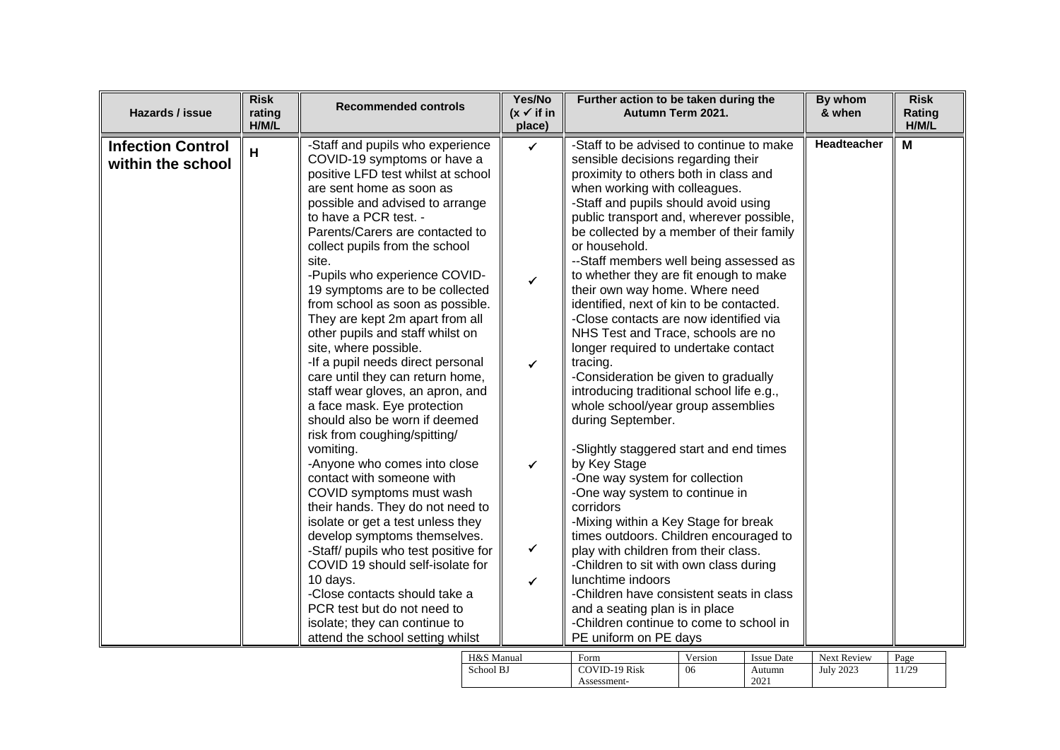| Hazards / issue | Risk rating H/M/L | Recommended controls | Yes/No (x ✓ if in place) | Further action to be taken during the Autumn Term 2021. | By whom & when | Risk Rating H/M/L |
|---|---|---|---|---|---|---|
| **Infection Control within the school** | **H** | -Staff and pupils who experience COVID-19 symptoms or have a positive LFD test whilst at school are sent home as soon as possible and advised to arrange to have a PCR test. -<br>Parents/Carers are contacted to collect pupils from the school site.<br>-Pupils who experience COVID-19 symptoms are to be collected from school as soon as possible. They are kept 2m apart from all other pupils and staff whilst on site, where possible.<br>-If a pupil needs direct personal care until they can return home, staff wear gloves, an apron, and a face mask. Eye protection should also be worn if deemed risk from coughing/spitting/ vomiting.<br>-Anyone who comes into close contact with someone with COVID symptoms must wash their hands. They do not need to isolate or get a test unless they develop symptoms themselves.<br>-Staff/ pupils who test positive for COVID 19 should self-isolate for 10 days.<br>-Close contacts should take a PCR test but do not need to isolate; they can continue to attend the school setting whilst | ✓<br>✓<br>✓<br>✓<br>✓<br>✓ | -Staff to be advised to continue to make sensible decisions regarding their proximity to others both in class and when working with colleagues.<br>-Staff and pupils should avoid using public transport and, wherever possible, be collected by a member of their family or household.<br>--Staff members well being assessed as to whether they are fit enough to make their own way home. Where need identified, next of kin to be contacted.<br>-Close contacts are now identified via NHS Test and Trace, schools are no longer required to undertake contact tracing.<br>-Consideration be given to gradually introducing traditional school life e.g., whole school/year group assemblies during September.<br><br>-Slightly staggered start and end times by Key Stage<br>-One way system for collection<br>-One way system to continue in corridors<br>-Mixing within a Key Stage for break times outdoors. Children encouraged to play with children from their class.<br>-Children to sit with own class during lunchtime indoors<br>-Children have consistent seats in class and a seating plan is in place<br>-Children continue to come to school in PE uniform on PE days | **Headteacher** | **M** |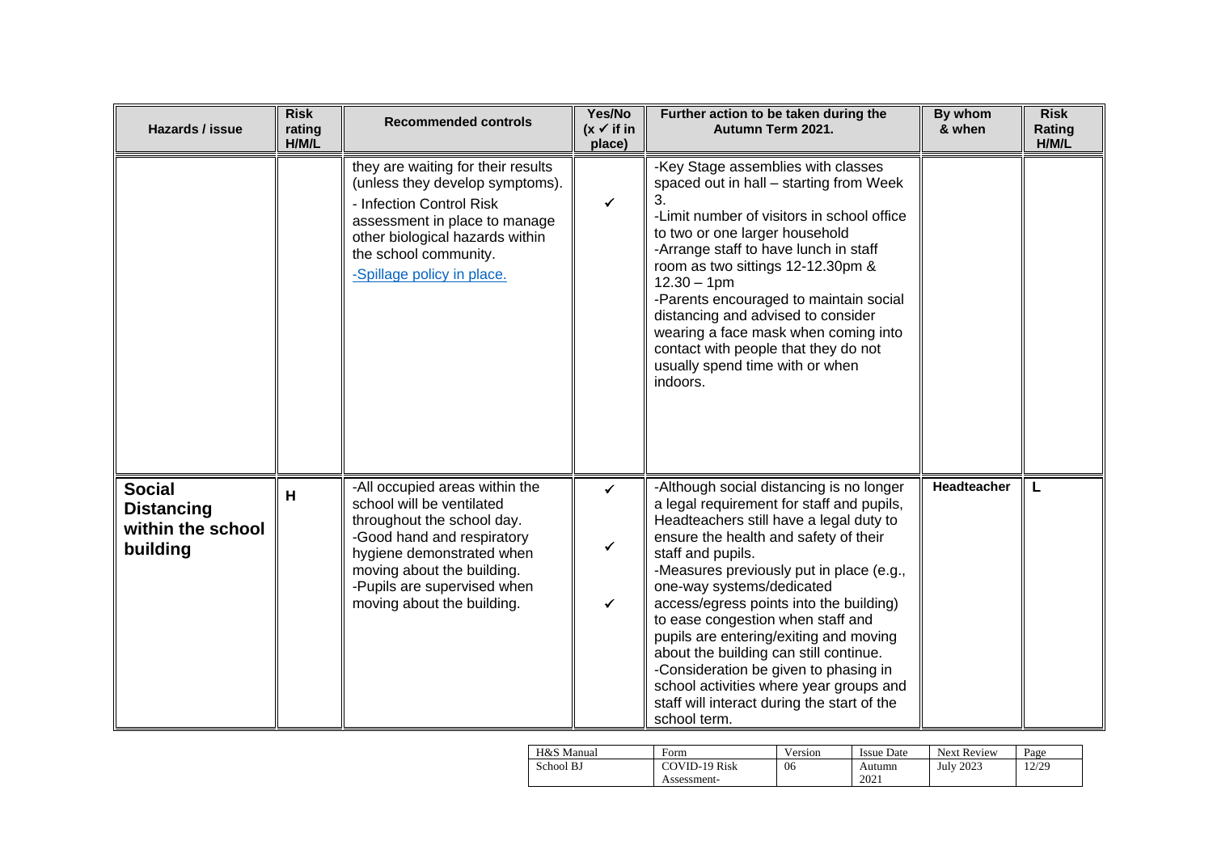| Hazards / issue | Risk rating H/M/L | Recommended controls | Yes/No (x ✓ if in place) | Further action to be taken during the Autumn Term 2021. | By whom & when | Risk Rating H/M/L |
|---|---|---|---|---|---|---|
| | | they are waiting for their results (unless they develop symptoms).<br>- Infection Control Risk assessment in place to manage other biological hazards within the school community.<br>-Spillage policy in place. | ✓ | -Key Stage assemblies with classes spaced out in hall – starting from Week 3.<br>-Limit number of visitors in school office to two or one larger household<br>-Arrange staff to have lunch in staff room as two sittings 12-12.30pm & 12.30 – 1pm<br>-Parents encouraged to maintain social distancing and advised to consider wearing a face mask when coming into contact with people that they do not usually spend time with or when indoors. | | |
| **Social Distancing within the school building** | **H** | -All occupied areas within the school will be ventilated throughout the school day.<br>-Good hand and respiratory hygiene demonstrated when moving about the building.<br>-Pupils are supervised when moving about the building. | ✓<br>✓<br>✓ | -Although social distancing is no longer a legal requirement for staff and pupils, Headteachers still have a legal duty to ensure the health and safety of their staff and pupils.<br>-Measures previously put in place (e.g., one-way systems/dedicated access/egress points into the building) to ease congestion when staff and pupils are entering/exiting and moving about the building can still continue.<br>-Consideration be given to phasing in school activities where year groups and staff will interact during the start of the school term. | **Headteacher** | **L** |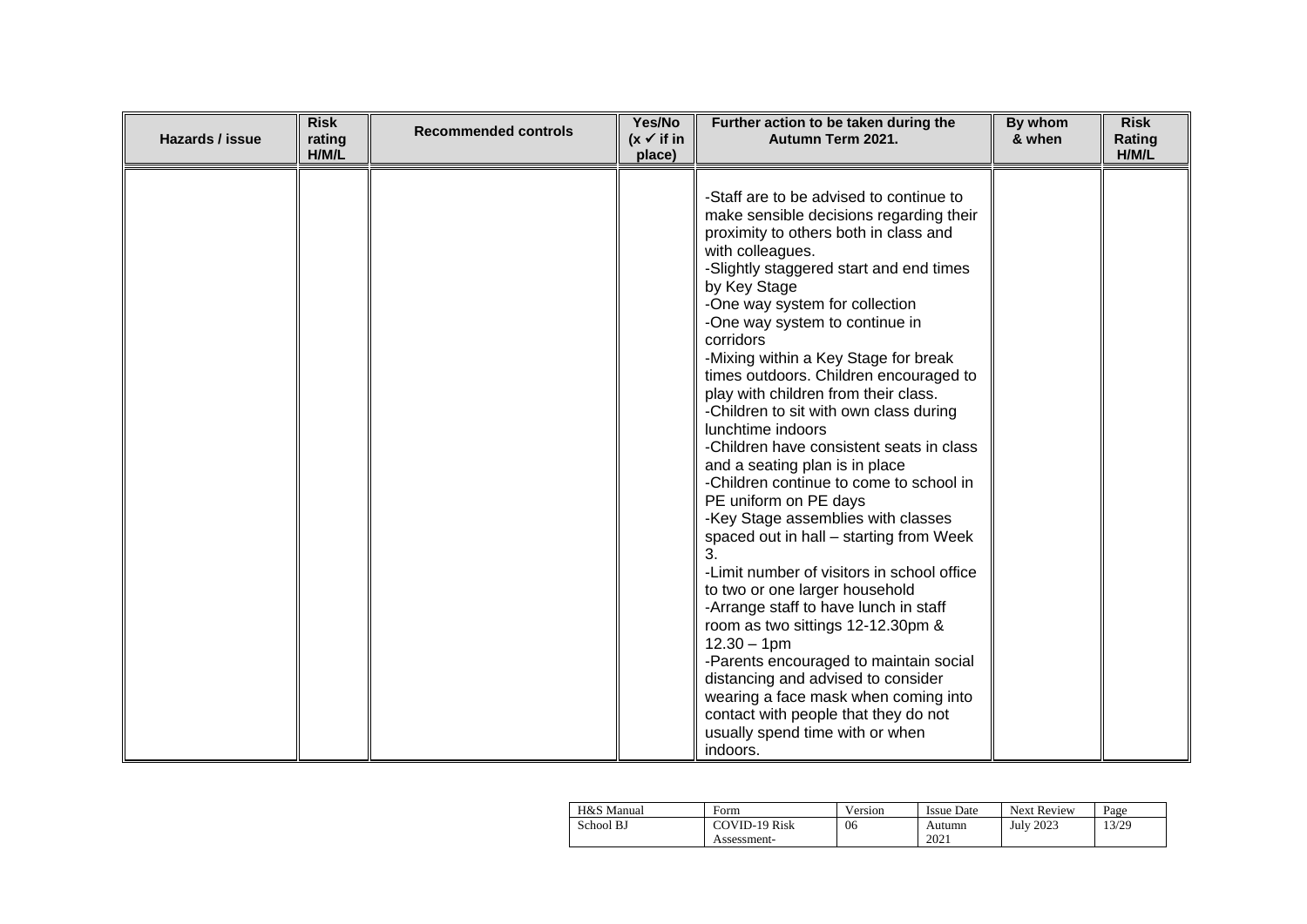| Hazards / issue | Risk rating H/M/L | Recommended controls | Yes/No (x ✓ if in place) | Further action to be taken during the Autumn Term 2021. | By whom & when | Risk Rating H/M/L |
|---|---|---|---|---|---|---|
| | | | | -Staff are to be advised to continue to make sensible decisions regarding their proximity to others both in class and with colleagues.<br>-Slightly staggered start and end times by Key Stage<br>-One way system for collection<br>-One way system to continue in corridors<br>-Mixing within a Key Stage for break times outdoors. Children encouraged to play with children from their class.<br>-Children to sit with own class during lunchtime indoors<br>-Children have consistent seats in class and a seating plan is in place<br>-Children continue to come to school in PE uniform on PE days<br>-Key Stage assemblies with classes spaced out in hall – starting from Week 3.<br>-Limit number of visitors in school office to two or one larger household<br>-Arrange staff to have lunch in staff room as two sittings 12-12.30pm & 12.30 – 1pm<br>-Parents encouraged to maintain social distancing and advised to consider wearing a face mask when coming into contact with people that they do not usually spend time with or when indoors. | | |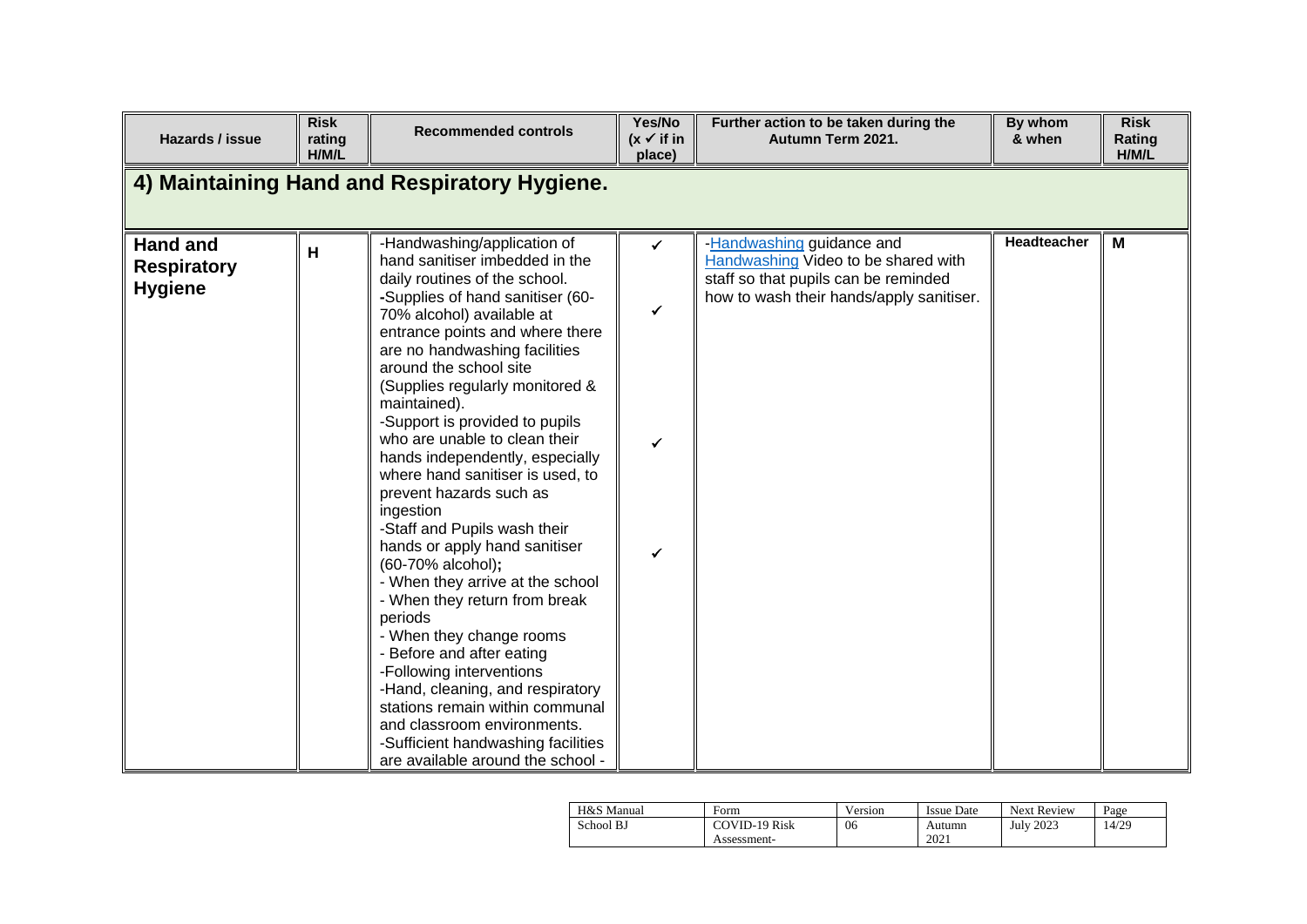| Hazards / issue | Risk rating H/M/L | Recommended controls | Yes/No (x ✓ if in place) | Further action to be taken during the Autumn Term 2021. | By whom & when | Risk Rating H/M/L |
|---|---|---|---|---|---|---|
| **4) Maintaining Hand and Respiratory Hygiene.** | | | | | | |
| **Hand and Respiratory Hygiene** | H | -Handwashing/application of hand sanitiser imbedded in the daily routines of the school.<br>-Supplies of hand sanitiser (60-70% alcohol) available at entrance points and where there are no handwashing facilities around the school site (Supplies regularly monitored & maintained).<br>-Support is provided to pupils who are unable to clean their hands independently, especially where hand sanitiser is used, to prevent hazards such as ingestion<br>-Staff and Pupils wash their hands or apply hand sanitiser (60-70% alcohol)**;**<br>- When they arrive at the school<br>- When they return from break periods<br>- When they change rooms<br>- Before and after eating<br>-Following interventions<br>-Hand, cleaning, and respiratory stations remain within communal and classroom environments.<br>-Sufficient handwashing facilities are available around the school - | ✓<br><br>✓<br><br>✓<br><br>✓ | -Handwashing guidance and Handwashing Video to be shared with staff so that pupils can be reminded how to wash their hands/apply sanitiser. | **Headteacher** | **M** |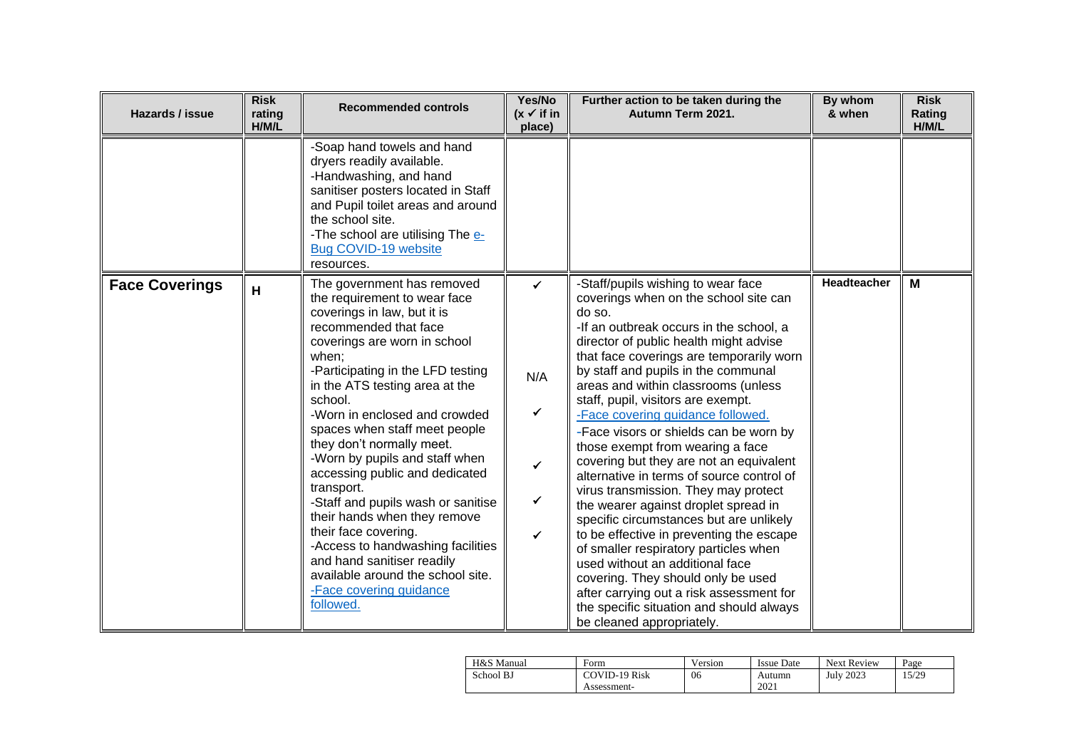| Hazards / issue | Risk rating H/M/L | Recommended controls | Yes/No (x ✓ if in place) | Further action to be taken during the Autumn Term 2021. | By whom & when | Risk Rating H/M/L |
|---|---|---|---|---|---|---|
| | | -Soap hand towels and hand dryers readily available.<br>-Handwashing, and hand sanitiser posters located in Staff and Pupil toilet areas and around the school site.<br>-The school are utilising The e-Bug COVID-19 website resources. | | | | |
| **Face Coverings** | **H** | The government has removed the requirement to wear face coverings in law, but it is recommended that face coverings are worn in school when;<br>-Participating in the LFD testing in the ATS testing area at the school.<br>-Worn in enclosed and crowded spaces when staff meet people they don't normally meet.<br>-Worn by pupils and staff when accessing public and dedicated transport.<br>-Staff and pupils wash or sanitise their hands when they remove their face covering.<br>-Access to handwashing facilities and hand sanitiser readily available around the school site.<br>-Face covering guidance followed. | ✓<br>N/A<br>✓<br>✓<br>✓<br>✓ | -Staff/pupils wishing to wear face coverings when on the school site can do so.<br>-If an outbreak occurs in the school, a director of public health might advise that face coverings are temporarily worn by staff and pupils in the communal areas and within classrooms (unless staff, pupil, visitors are exempt.<br>-Face covering guidance followed.<br>-Face visors or shields can be worn by those exempt from wearing a face covering but they are not an equivalent alternative in terms of source control of virus transmission. They may protect the wearer against droplet spread in specific circumstances but are unlikely to be effective in preventing the escape of smaller respiratory particles when used without an additional face covering. They should only be used after carrying out a risk assessment for the specific situation and should always be cleaned appropriately. | **Headteacher** | **M** |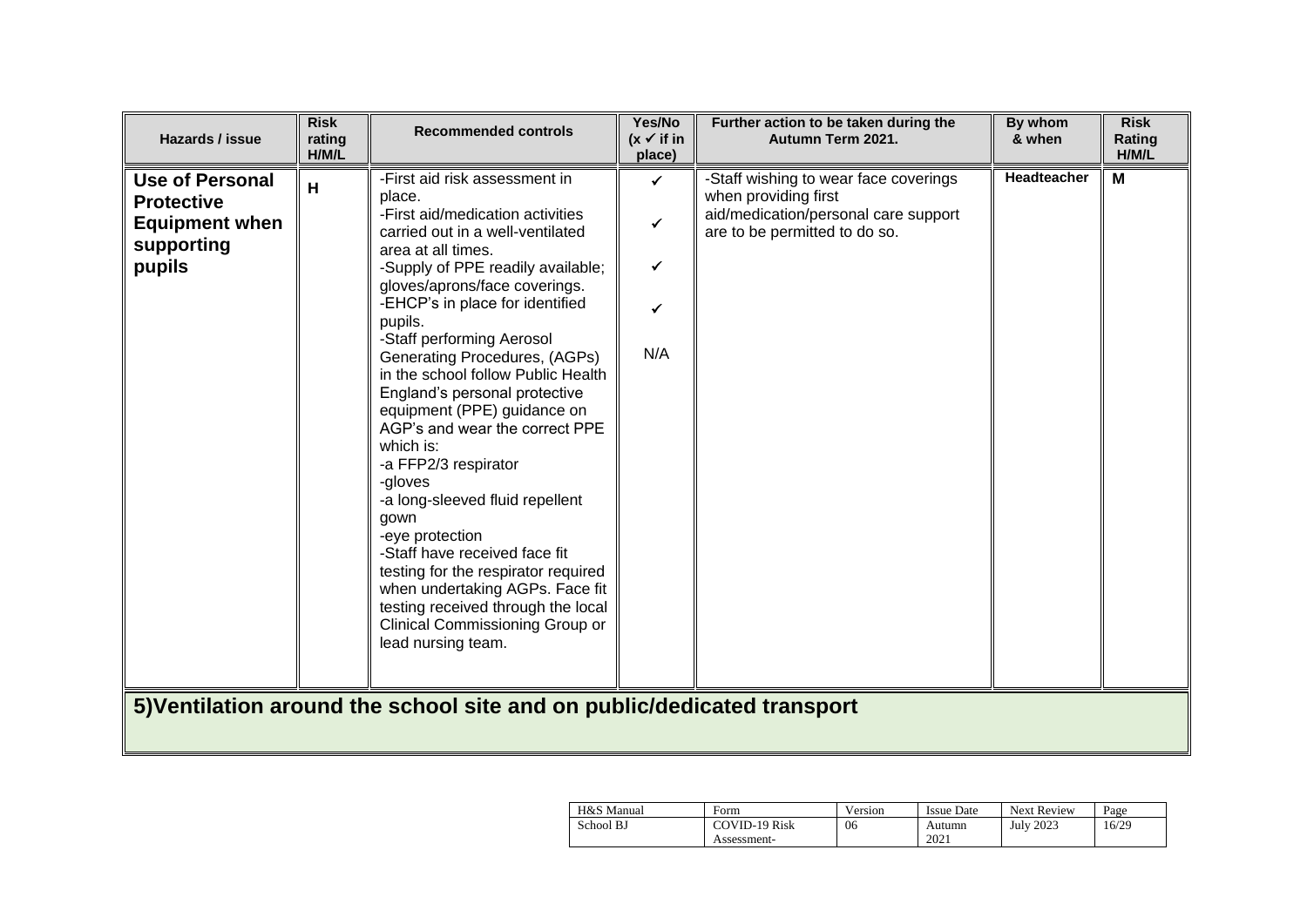| Hazards / issue | Risk rating H/M/L | Recommended controls | Yes/No (x ✓ if in place) | Further action to be taken during the Autumn Term 2021. | By whom & when | Risk Rating H/M/L |
|---|---|---|---|---|---|---|
| **Use of Personal Protective Equipment when supporting pupils** | **H** | -First aid risk assessment in place.<br>-First aid/medication activities carried out in a well-ventilated area at all times.<br>-Supply of PPE readily available; gloves/aprons/face coverings.<br>-EHCP's in place for identified pupils.<br>-Staff performing Aerosol Generating Procedures, (AGPs) in the school follow Public Health England's personal protective equipment (PPE) guidance on AGP's and wear the correct PPE which is:<br>-a FFP2/3 respirator<br>-gloves<br>-a long-sleeved fluid repellent gown<br>-eye protection<br>-Staff have received face fit testing for the respirator required when undertaking AGPs. Face fit testing received through the local Clinical Commissioning Group or lead nursing team. | ✓<br>✓<br>✓<br>✓<br>N/A | -Staff wishing to wear face coverings when providing first aid/medication/personal care support are to be permitted to do so. | **Headteacher** | **M** |

## 5)Ventilation around the school site and on public/dedicated transport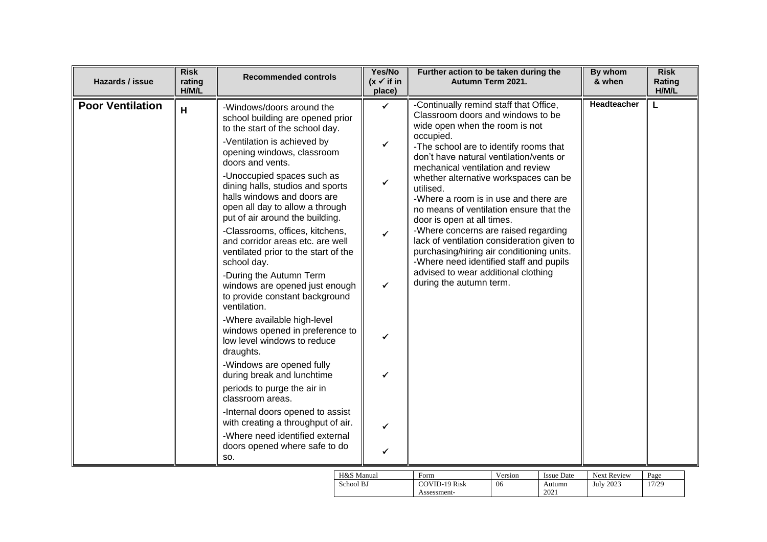| Hazards / issue | Risk rating H/M/L | Recommended controls | Yes/No (x ✓ if in place) | Further action to be taken during the Autumn Term 2021. | By whom & when | Risk Rating H/M/L |
|---|---|---|---|---|---|---|
| **Poor Ventilation** | **H** | -Windows/doors around the school building are opened prior to the start of the school day.<br>-Ventilation is achieved by opening windows, classroom doors and vents.<br>-Unoccupied spaces such as dining halls, studios and sports halls windows and doors are open all day to allow a through put of air around the building.<br>-Classrooms, offices, kitchens, and corridor areas etc. are well ventilated prior to the start of the school day.<br>-During the Autumn Term windows are opened just enough to provide constant background ventilation.<br>-Where available high-level windows opened in preference to low level windows to reduce draughts.<br>-Windows are opened fully during break and lunchtime periods to purge the air in classroom areas.<br>-Internal doors opened to assist with creating a throughput of air.<br>-Where need identified external doors opened where safe to do so. | ✓<br>✓<br>✓<br>✓<br>✓<br>✓<br>✓<br>✓<br>✓ | -Continually remind staff that Office, Classroom doors and windows to be wide open when the room is not occupied.<br>-The school are to identify rooms that don't have natural ventilation/vents or mechanical ventilation and review whether alternative workspaces can be utilised.<br>-Where a room is in use and there are no means of ventilation ensure that the door is open at all times.<br>-Where concerns are raised regarding lack of ventilation consideration given to purchasing/hiring air conditioning units.<br>-Where need identified staff and pupils advised to wear additional clothing during the autumn term. | **Headteacher** | **L** |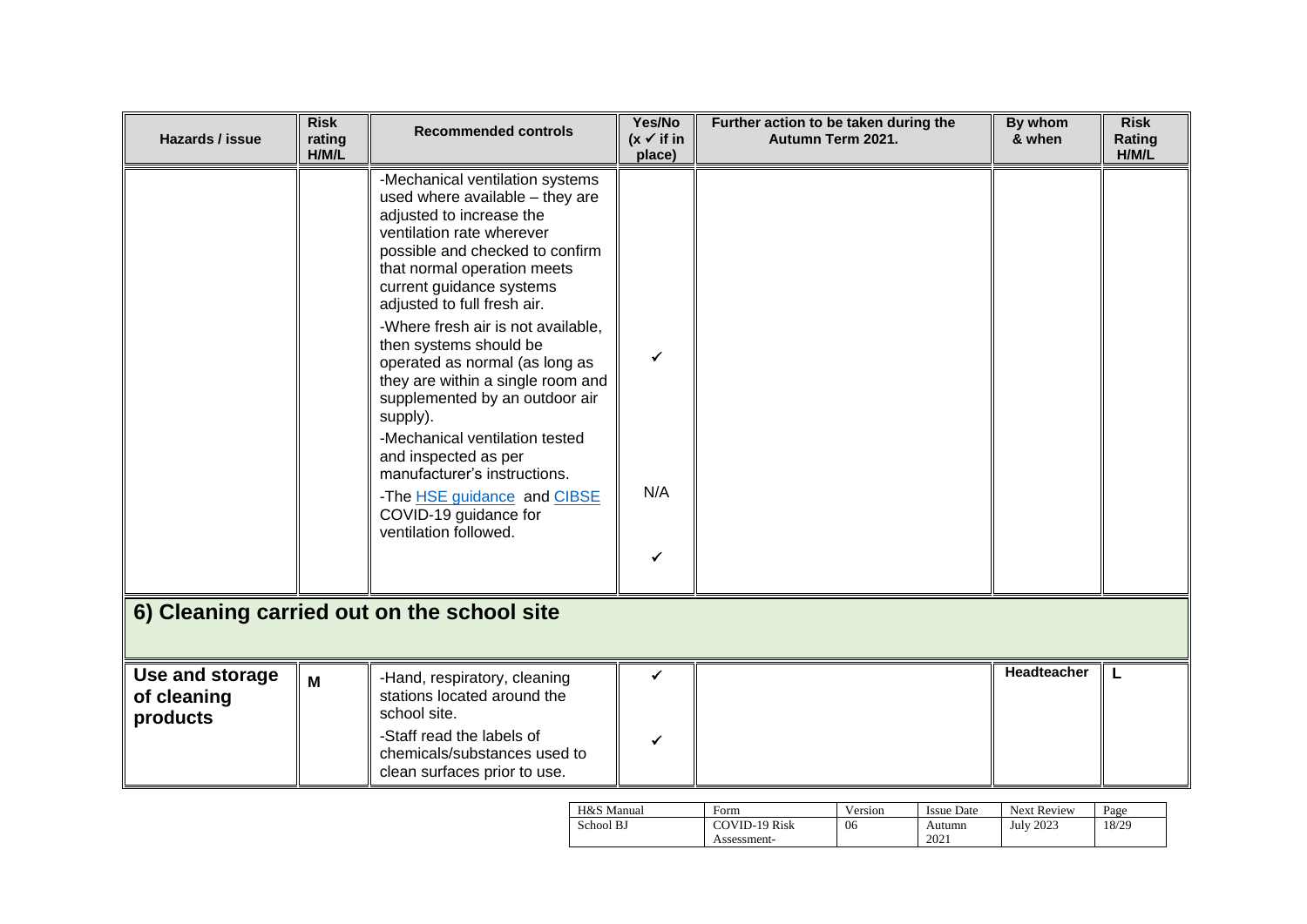| Hazards / issue | Risk rating H/M/L | Recommended controls | Yes/No (x ✓ if in place) | Further action to be taken during the Autumn Term 2021. | By whom & when | Risk Rating H/M/L |
|---|---|---|---|---|---|---|
| | | -Mechanical ventilation systems used where available – they are adjusted to increase the ventilation rate wherever possible and checked to confirm that normal operation meets current guidance systems adjusted to full fresh air.<br>-Where fresh air is not available, then systems should be operated as normal (as long as they are within a single room and supplemented by an outdoor air supply).<br>-Mechanical ventilation tested and inspected as per manufacturer's instructions.<br>-The [HSE guidance]() and [CIBSE]() COVID-19 guidance for ventilation followed. | ✓<br>N/A<br>✓ | | | |

## 6) Cleaning carried out on the school site

| Hazards / issue | Risk rating H/M/L | Recommended controls | Yes/No (x ✓ if in place) | Further action to be taken during the Autumn Term 2021. | By whom & when | Risk Rating H/M/L |
|---|---|---|---|---|---|---|
| **Use and storage of cleaning products** | **M** | -Hand, respiratory, cleaning stations located around the school site.<br>-Staff read the labels of chemicals/substances used to clean surfaces prior to use. | ✓<br>✓ | | **Headteacher** | **L** |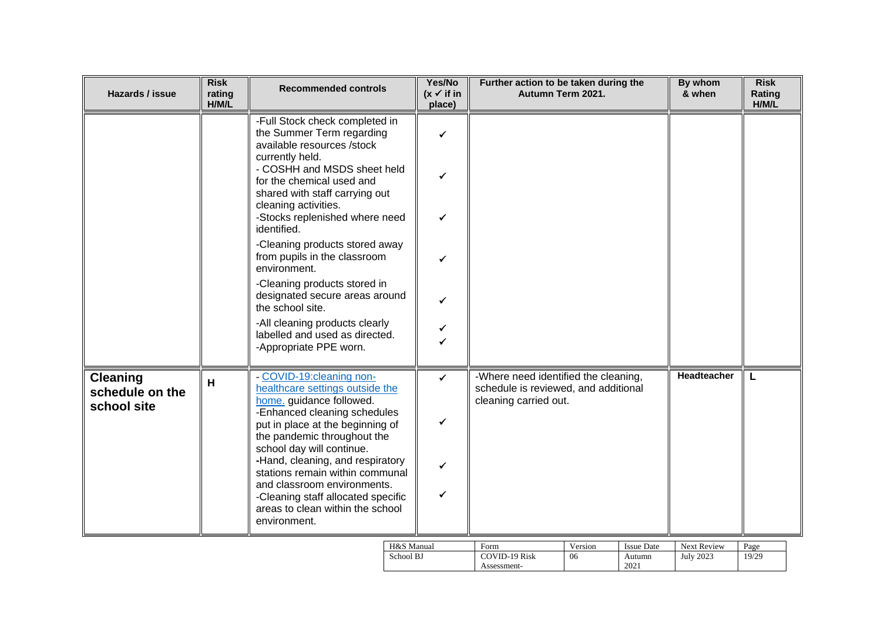| Hazards / issue | Risk rating H/M/L | Recommended controls | Yes/No (x ✓ if in place) | Further action to be taken during the Autumn Term 2021. | By whom & when | Risk Rating H/M/L |
|---|---|---|---|---|---|---|
| | | -Full Stock check completed in the Summer Term regarding available resources /stock currently held.<br>- COSHH and MSDS sheet held for the chemical used and shared with staff carrying out cleaning activities.<br>-Stocks replenished where need identified.<br>-Cleaning products stored away from pupils in the classroom environment.<br>-Cleaning products stored in designated secure areas around the school site.<br>-All cleaning products clearly labelled and used as directed.<br>-Appropriate PPE worn. | ✓<br>✓<br>✓<br>✓<br>✓<br>✓<br>✓ | | | |
| **Cleaning schedule on the school site** | **H** | - [COVID-19:cleaning non-healthcare settings outside the home.]() guidance followed.<br>-Enhanced cleaning schedules put in place at the beginning of the pandemic throughout the school day will continue.<br>-Hand, cleaning, and respiratory stations remain within communal and classroom environments.<br>-Cleaning staff allocated specific areas to clean within the school environment. | ✓<br>✓<br>✓<br>✓ | -Where need identified the cleaning, schedule is reviewed, and additional cleaning carried out. | **Headteacher** | **L** |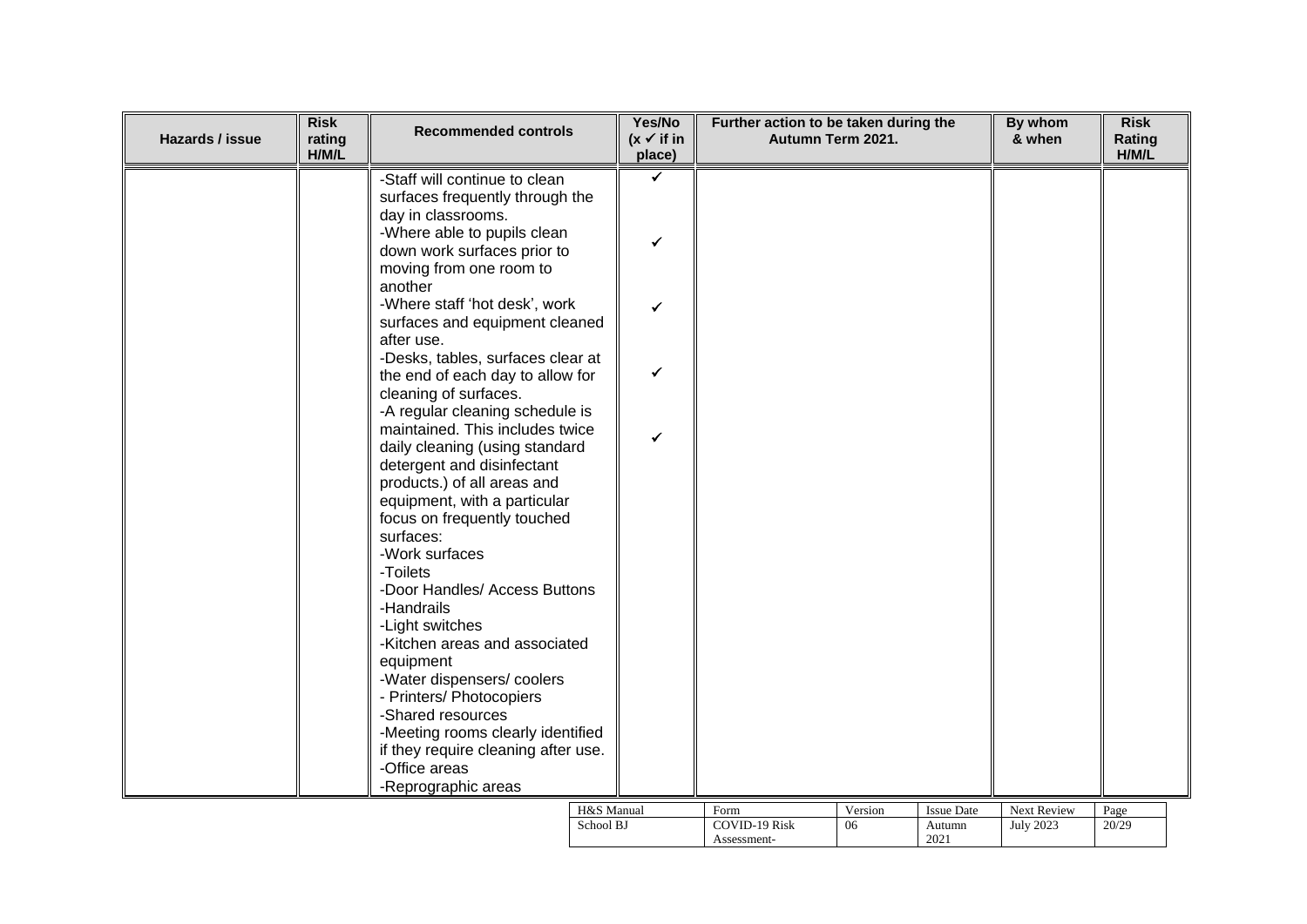| Hazards / issue | Risk rating H/M/L | Recommended controls | Yes/No (x ✓ if in place) | Further action to be taken during the Autumn Term 2021. | By whom & when | Risk Rating H/M/L |
|---|---|---|---|---|---|---|
| | | -Staff will continue to clean surfaces frequently through the day in classrooms.<br>-Where able to pupils clean down work surfaces prior to moving from one room to another<br>-Where staff 'hot desk', work surfaces and equipment cleaned after use.<br>-Desks, tables, surfaces clear at the end of each day to allow for cleaning of surfaces.<br>-A regular cleaning schedule is maintained. This includes twice daily cleaning (using standard detergent and disinfectant products.) of all areas and equipment, with a particular focus on frequently touched surfaces:<br>-Work surfaces<br>-Toilets<br>-Door Handles/ Access Buttons<br>-Handrails<br>-Light switches<br>-Kitchen areas and associated equipment<br>-Water dispensers/ coolers<br>- Printers/ Photocopiers<br>-Shared resources<br>-Meeting rooms clearly identified if they require cleaning after use.<br>-Office areas<br>-Reprographic areas | ✓<br>✓<br>✓<br>✓<br>✓ | | | |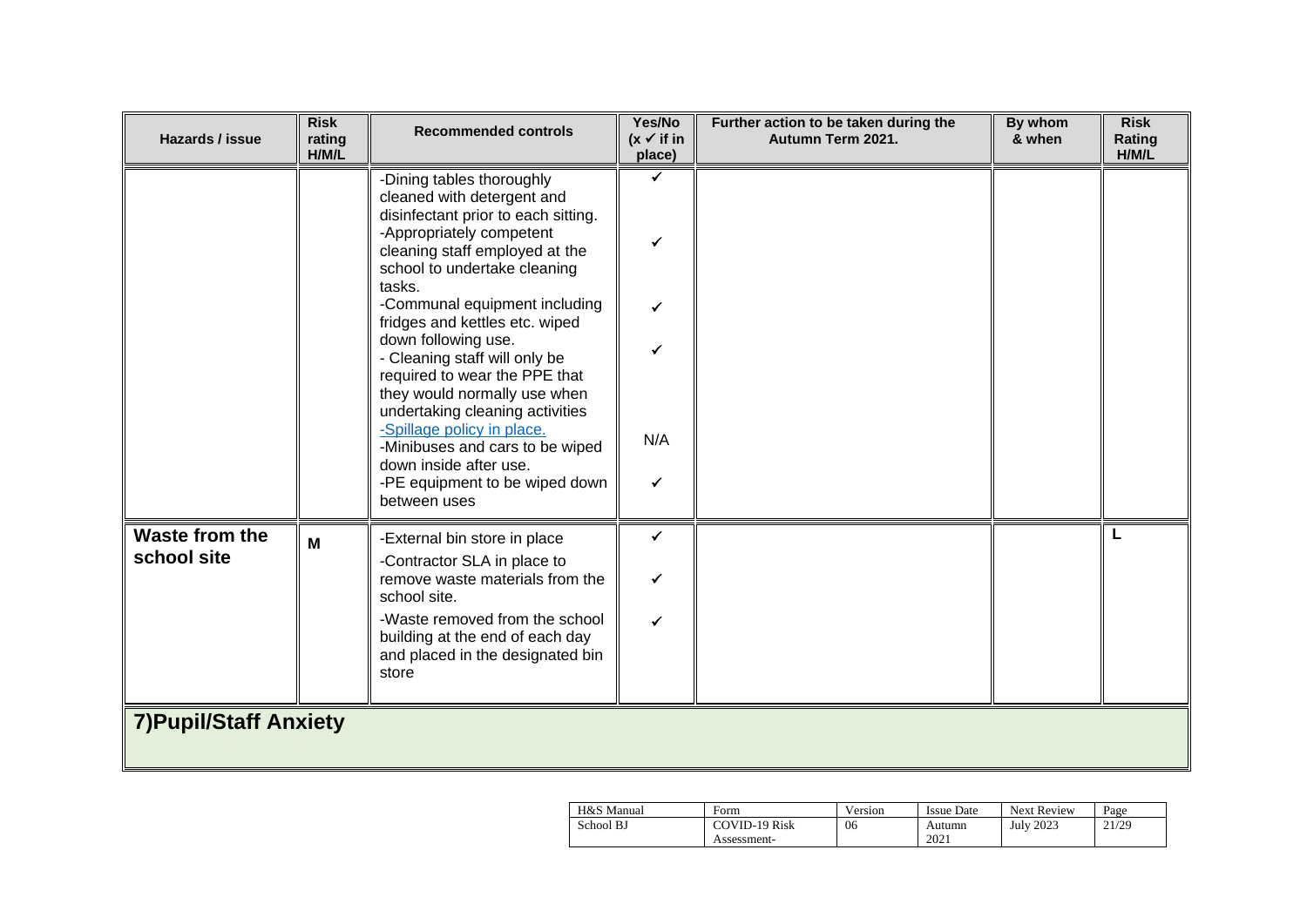| Hazards / issue | Risk rating H/M/L | Recommended controls | Yes/No (x ✓ if in place) | Further action to be taken during the Autumn Term 2021. | By whom & when | Risk Rating H/M/L |
|---|---|---|---|---|---|---|
| | | -Dining tables thoroughly cleaned with detergent and disinfectant prior to each sitting.<br>-Appropriately competent cleaning staff employed at the school to undertake cleaning tasks.<br>-Communal equipment including fridges and kettles etc. wiped down following use.<br>- Cleaning staff will only be required to wear the PPE that they would normally use when undertaking cleaning activities<br>-Spillage policy in place.<br>-Minibuses and cars to be wiped down inside after use.<br>-PE equipment to be wiped down between uses | ✓<br>✓<br>✓<br>✓<br>N/A<br>✓ | | | |
| **Waste from the school site** | **M** | -External bin store in place<br>-Contractor SLA in place to remove waste materials from the school site.<br>-Waste removed from the school building at the end of each day and placed in the designated bin store | ✓<br>✓<br>✓ | | | **L** |
| **7)Pupil/Staff Anxiety** | | | | | | |

| H&S Manual | Form | Version | Issue Date | Next Review | Page |
|---|---|---|---|---|---|
| School BJ | COVID-19 Risk Assessment- | 06 | Autumn 2021 | July 2023 | 21/29 |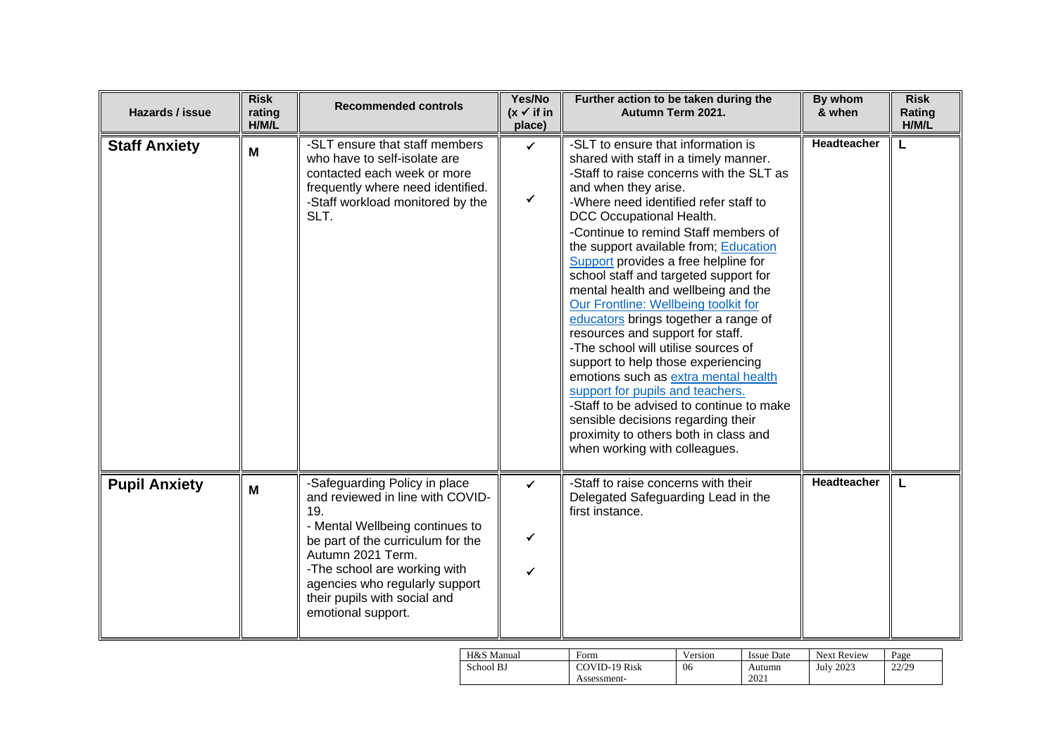| Hazards / issue | Risk rating H/M/L | Recommended controls | Yes/No (x ✓ if in place) | Further action to be taken during the Autumn Term 2021. | By whom & when | Risk Rating H/M/L |
|---|---|---|---|---|---|---|
| **Staff Anxiety** | **M** | -SLT ensure that staff members who have to self-isolate are contacted each week or more frequently where need identified.<br>-Staff workload monitored by the SLT. | ✓<br>✓ | -SLT to ensure that information is shared with staff in a timely manner.<br>-Staff to raise concerns with the SLT as and when they arise.<br>-Where need identified refer staff to DCC Occupational Health.<br>-Continue to remind Staff members of the support available from; Education Support provides a free helpline for school staff and targeted support for mental health and wellbeing and the Our Frontline: Wellbeing toolkit for educators brings together a range of resources and support for staff.<br>-The school will utilise sources of support to help those experiencing emotions such as extra mental health support for pupils and teachers.<br>-Staff to be advised to continue to make sensible decisions regarding their proximity to others both in class and when working with colleagues. | **Headteacher** | **L** |
| **Pupil Anxiety** | **M** | -Safeguarding Policy in place and reviewed in line with COVID-19.<br>- Mental Wellbeing continues to be part of the curriculum for the Autumn 2021 Term.<br>-The school are working with agencies who regularly support their pupils with social and emotional support. | ✓<br>✓<br>✓ | -Staff to raise concerns with their Delegated Safeguarding Lead in the first instance. | **Headteacher** | **L** |

| H&S Manual | Form | Version | Issue Date | Next Review | Page |
|---|---|---|---|---|---|
| School BJ | COVID-19 Risk Assessment- | 06 | Autumn 2021 | July 2023 | 22/29 |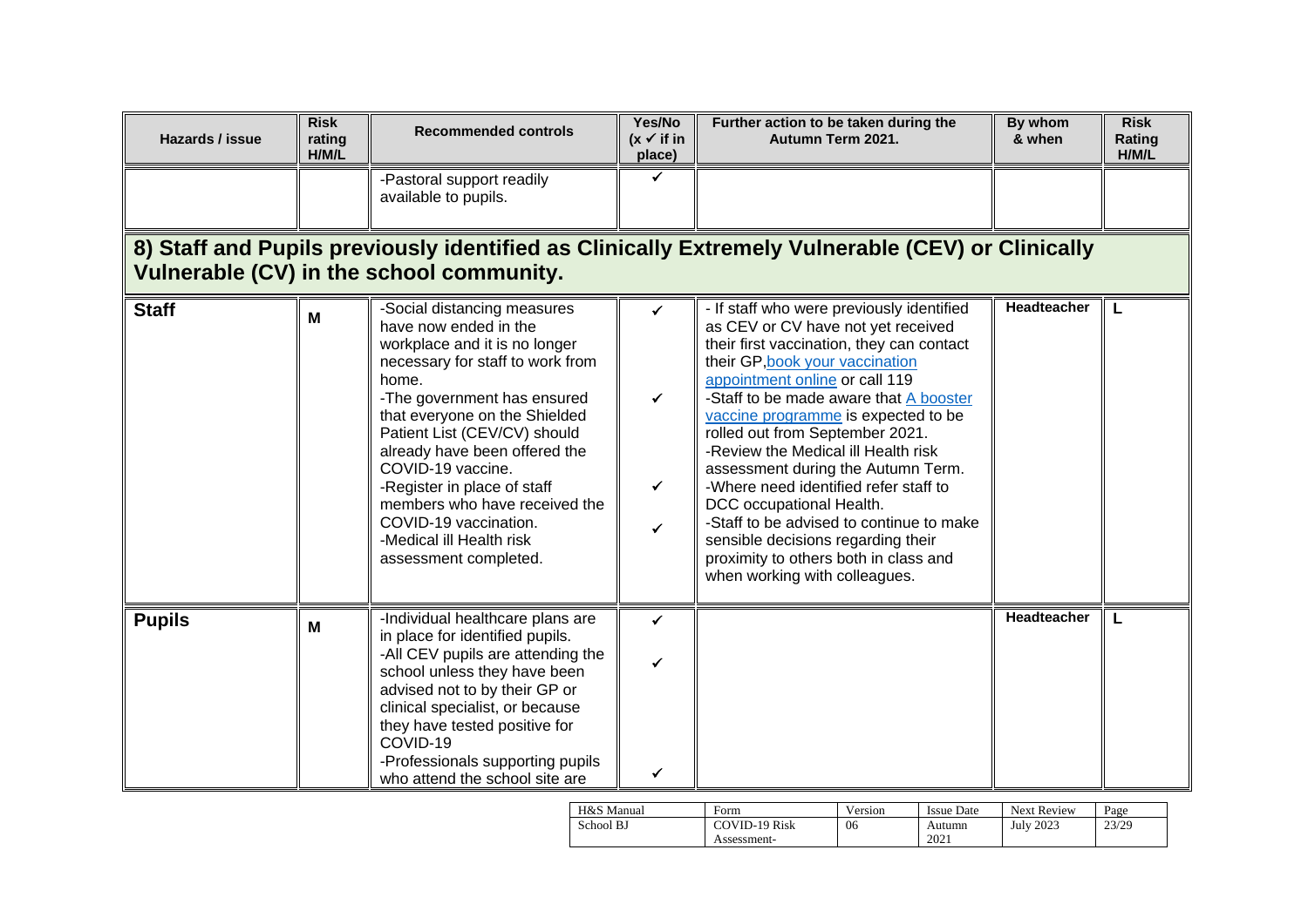| Hazards / issue | Risk rating H/M/L | Recommended controls | Yes/No (x ✓ if in place) | Further action to be taken during the Autumn Term 2021. | By whom & when | Risk Rating H/M/L |
|---|---|---|---|---|---|---|
| | | -Pastoral support readily available to pupils. | ✓ | | | |

**8) Staff and Pupils previously identified as Clinically Extremely Vulnerable (CEV) or Clinically Vulnerable (CV) in the school community.**

| Hazards / issue | Risk rating H/M/L | Recommended controls | Yes/No (x ✓ if in place) | Further action to be taken during the Autumn Term 2021. | By whom & when | Risk Rating H/M/L |
|---|---|---|---|---|---|---|
| **Staff** | M | -Social distancing measures have now ended in the workplace and it is no longer necessary for staff to work from home.<br>-The government has ensured that everyone on the Shielded Patient List (CEV/CV) should already have been offered the COVID-19 vaccine.<br>-Register in place of staff members who have received the COVID-19 vaccination.<br>-Medical ill Health risk assessment completed. | ✓<br>✓<br>✓<br>✓ | - If staff who were previously identified as CEV or CV have not yet received their first vaccination, they can contact their GP, book your vaccination appointment online or call 119<br>-Staff to be made aware that A booster vaccine programme is expected to be rolled out from September 2021.<br>-Review the Medical ill Health risk assessment during the Autumn Term.<br>-Where need identified refer staff to DCC occupational Health.<br>-Staff to be advised to continue to make sensible decisions regarding their proximity to others both in class and when working with colleagues. | **Headteacher** | L |
| **Pupils** | M | -Individual healthcare plans are in place for identified pupils.<br>-All CEV pupils are attending the school unless they have been advised not to by their GP or clinical specialist, or because they have tested positive for COVID-19<br>-Professionals supporting pupils who attend the school site are | ✓<br>✓<br>✓ | | **Headteacher** | L |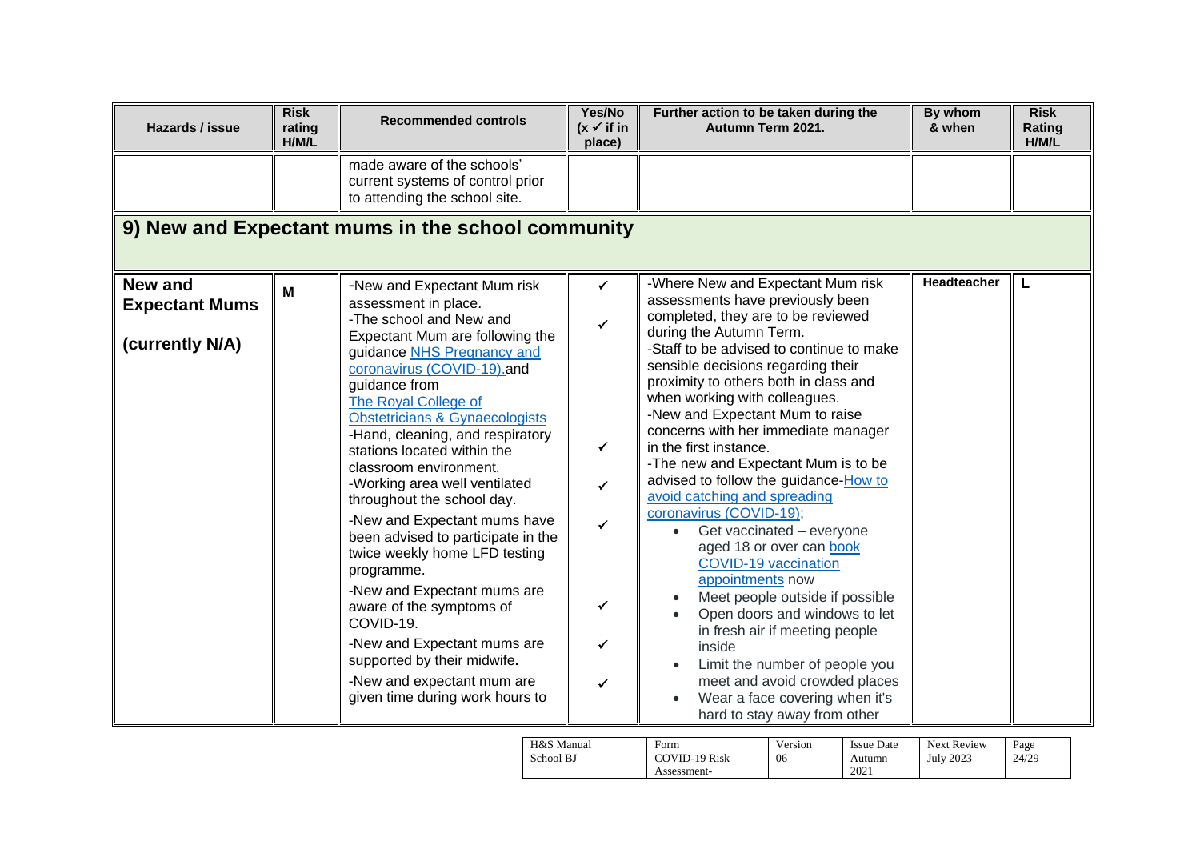| Hazards / issue | Risk rating H/M/L | Recommended controls | Yes/No (x ✓ if in place) | Further action to be taken during the Autumn Term 2021. | By whom & when | Risk Rating H/M/L |
|---|---|---|---|---|---|---|
| | | made aware of the schools' current systems of control prior to attending the school site. | | | | |

## 9) New and Expectant mums in the school community

| Hazards / issue | Risk rating H/M/L | Recommended controls | Yes/No (x ✓ if in place) | Further action to be taken during the Autumn Term 2021. | By whom & when | Risk Rating H/M/L |
|---|---|---|---|---|---|---|
| **New and Expectant Mums** **(currently N/A)** | **M** | -New and Expectant Mum risk assessment in place.<br>-The school and New and Expectant Mum are following the guidance NHS Pregnancy and coronavirus (COVID-19). and guidance from The Royal College of Obstetricians & Gynaecologists<br>-Hand, cleaning, and respiratory stations located within the classroom environment.<br>-Working area well ventilated throughout the school day.<br>-New and Expectant mums have been advised to participate in the twice weekly home LFD testing programme.<br>-New and Expectant mums are aware of the symptoms of COVID-19.<br>-New and Expectant mums are supported by their midwife.<br>-New and expectant mum are given time during work hours to | ✓<br>✓<br>✓<br>✓<br>✓<br>✓<br>✓<br>✓ | -Where New and Expectant Mum risk assessments have previously been completed, they are to be reviewed during the Autumn Term.<br>-Staff to be advised to continue to make sensible decisions regarding their proximity to others both in class and when working with colleagues.<br>-New and Expectant Mum to raise concerns with her immediate manager in the first instance.<br>-The new and Expectant Mum is to be advised to follow the guidance-How to avoid catching and spreading coronavirus (COVID-19);<br>• Get vaccinated – everyone aged 18 or over can book COVID-19 vaccination appointments now<br>• Meet people outside if possible<br>• Open doors and windows to let in fresh air if meeting people inside<br>• Limit the number of people you meet and avoid crowded places<br>• Wear a face covering when it's hard to stay away from other | **Headteacher** | **L** |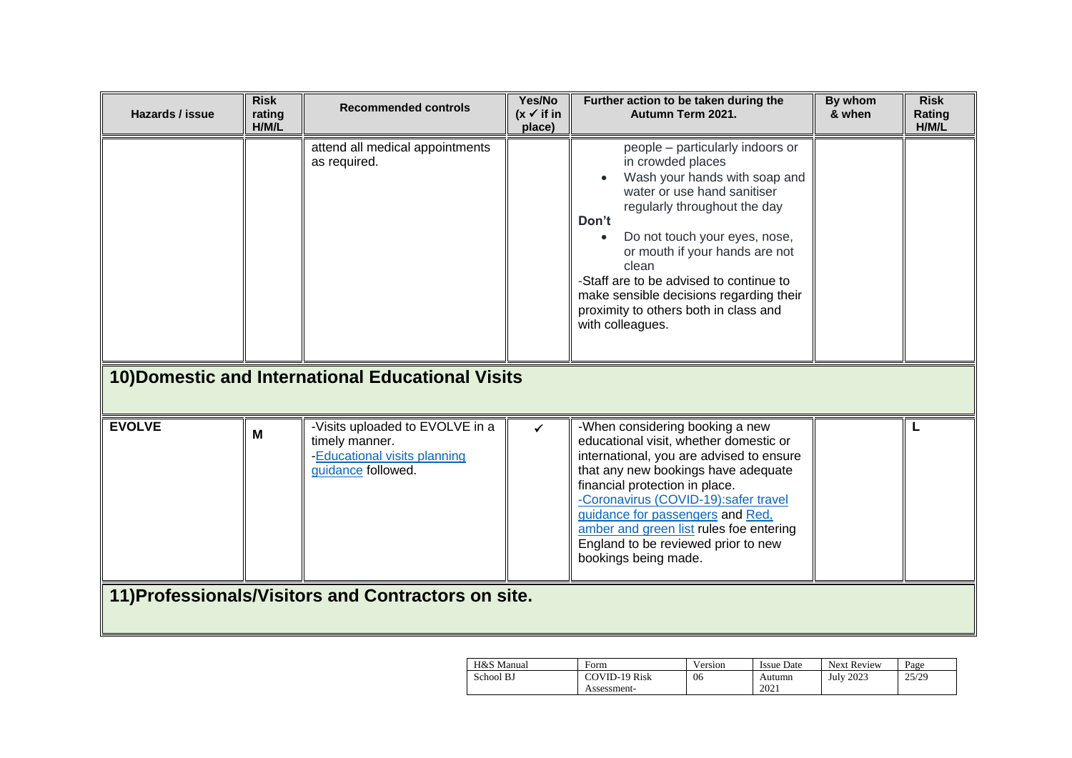| Hazards / issue | Risk rating H/M/L | Recommended controls | Yes/No (x ✓ if in place) | Further action to be taken during the Autumn Term 2021. | By whom & when | Risk Rating H/M/L |
|---|---|---|---|---|---|---|
| | | attend all medical appointments as required. | | people – particularly indoors or in crowded places<br>• Wash your hands with soap and water or use hand sanitiser regularly throughout the day<br>**Don't**<br>• Do not touch your eyes, nose, or mouth if your hands are not clean<br>-Staff are to be advised to continue to make sensible decisions regarding their proximity to others both in class and with colleagues. | | |
| **10)Domestic and International Educational Visits** | | | | | | |
| **EVOLVE** | **M** | -Visits uploaded to EVOLVE in a timely manner.<br>-Educational visits planning guidance followed. | ✓ | -When considering booking a new educational visit, whether domestic or international, you are advised to ensure that any new bookings have adequate financial protection in place.<br>-Coronavirus (COVID-19):safer travel guidance for passengers and Red, amber and green list rules foe entering England to be reviewed prior to new bookings being made. | | **L** |
| **11)Professionals/Visitors and Contractors on site.** | | | | | | |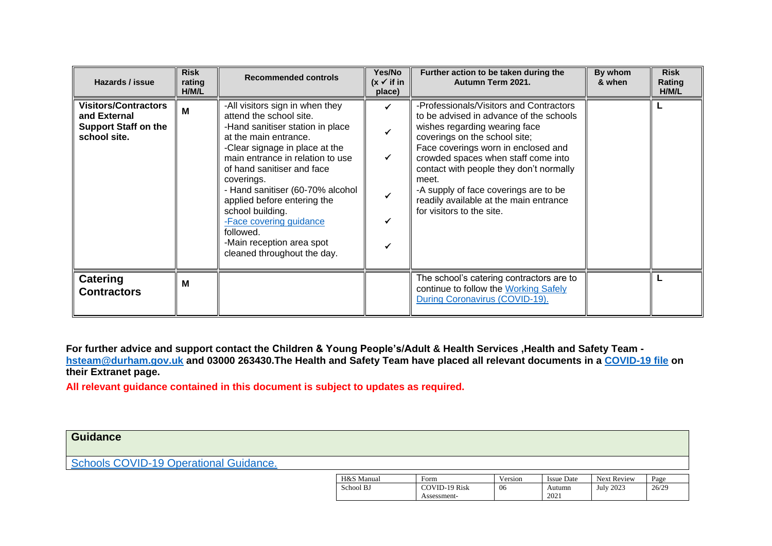| Hazards / issue | Risk rating H/M/L | Recommended controls | Yes/No (x ✓ if in place) | Further action to be taken during the Autumn Term 2021. | By whom & when | Risk Rating H/M/L |
|---|---|---|---|---|---|---|
| **Visitors/Contractors and External Support Staff on the school site.** | M | -All visitors sign in when they attend the school site.<br>-Hand sanitiser station in place at the main entrance.<br>-Clear signage in place at the main entrance in relation to use of hand sanitiser and face coverings.<br>- Hand sanitiser (60-70% alcohol applied before entering the school building.<br>-Face covering guidance followed.<br>-Main reception area spot cleaned throughout the day. | ✓<br>✓<br>✓<br>✓<br>✓<br>✓ | -Professionals/Visitors and Contractors to be advised in advance of the schools wishes regarding wearing face coverings on the school site;<br>Face coverings worn in enclosed and crowded spaces when staff come into contact with people they don't normally meet.<br>-A supply of face coverings are to be readily available at the main entrance for visitors to the site. | | L |
| **Catering Contractors** | M | | | The school's catering contractors are to continue to follow the Working Safely During Coronavirus (COVID-19). | | L |

**For further advice and support contact the Children & Young People's/Adult & Health Services ,Health and Safety Team - hsteam@durham.gov.uk and 03000 263430.The Health and Safety Team have placed all relevant documents in a COVID-19 file on their Extranet page.**

**All relevant guidance contained in this document is subject to updates as required.**

| **Guidance** |
|---|
| Schools COVID-19 Operational Guidance. |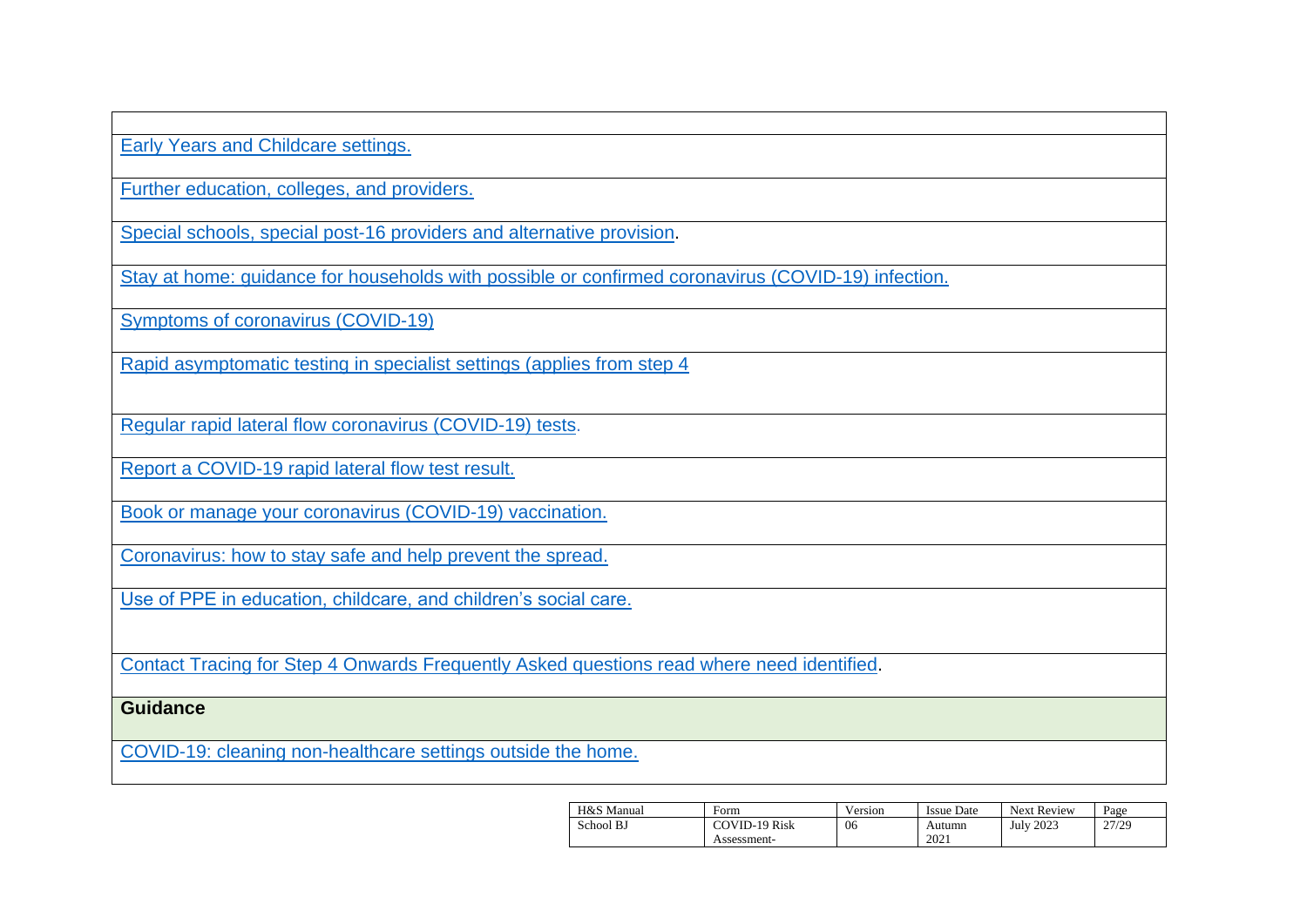| |
|---|
| Early Years and Childcare settings. |
| Further education, colleges, and providers. |
| Special schools, special post-16 providers and alternative provision. |
| Stay at home: guidance for households with possible or confirmed coronavirus (COVID-19) infection. |
| Symptoms of coronavirus (COVID-19) |
| Rapid asymptomatic testing in specialist settings (applies from step 4 |
| Regular rapid lateral flow coronavirus (COVID-19) tests. |
| Report a COVID-19 rapid lateral flow test result. |
| Book or manage your coronavirus (COVID-19) vaccination. |
| Coronavirus: how to stay safe and help prevent the spread. |
| Use of PPE in education, childcare, and children's social care. |
| Contact Tracing for Step 4 Onwards Frequently Asked questions read where need identified. |
| **Guidance** |
| COVID-19: cleaning non-healthcare settings outside the home. |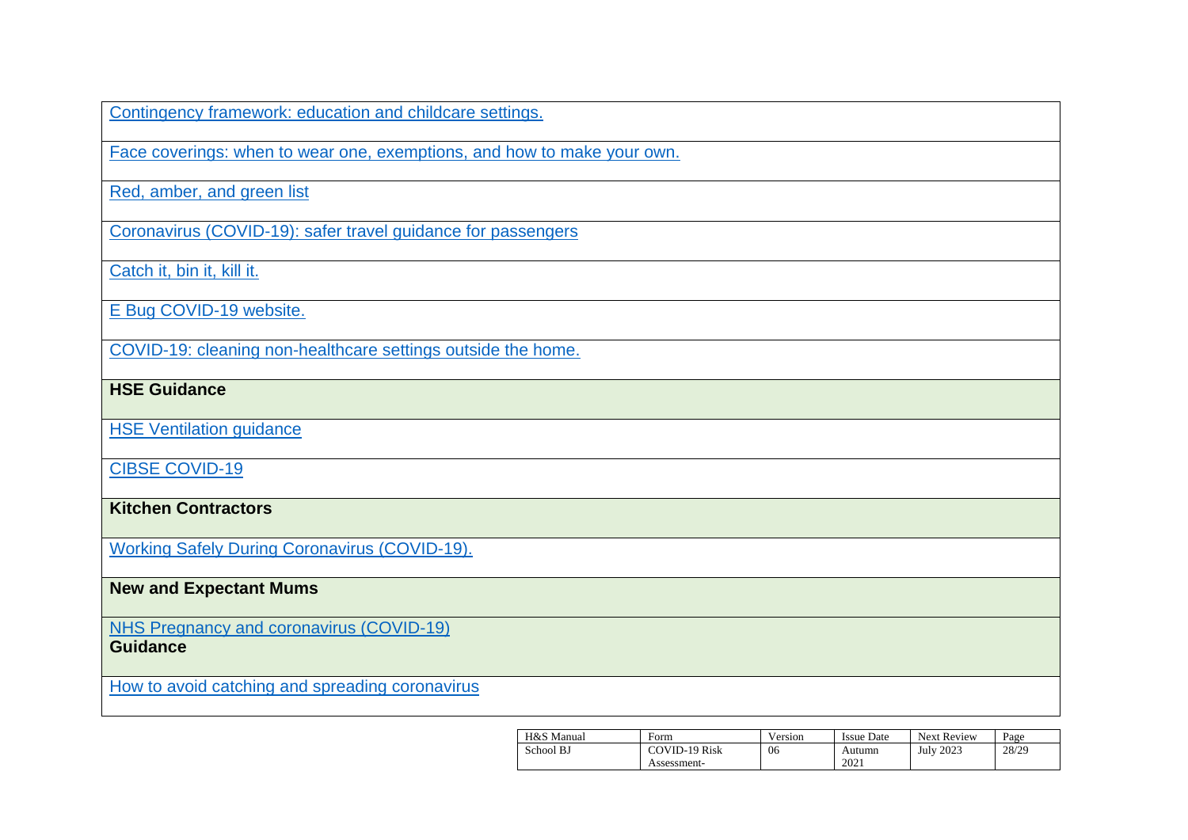| |
|---|
| Contingency framework: education and childcare settings. |
| Face coverings: when to wear one, exemptions, and how to make your own. |
| Red, amber, and green list |
| Coronavirus (COVID-19): safer travel guidance for passengers |
| Catch it, bin it, kill it. |
| E Bug COVID-19 website. |
| COVID-19: cleaning non-healthcare settings outside the home. |
| **HSE Guidance** |
| HSE Ventilation guidance |
| CIBSE COVID-19 |
| **Kitchen Contractors** |
| Working Safely During Coronavirus (COVID-19). |
| **New and Expectant Mums** |
| NHS Pregnancy and coronavirus (COVID-19) **Guidance** |
| How to avoid catching and spreading coronavirus |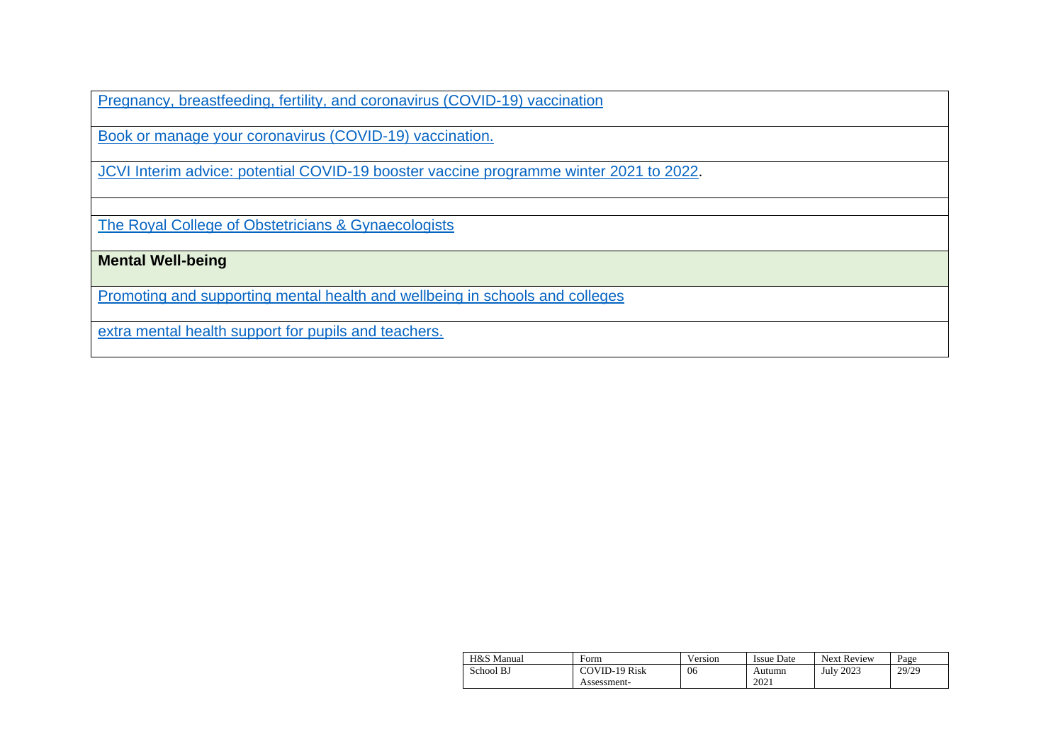| |
|---|
| Pregnancy, breastfeeding, fertility, and coronavirus (COVID-19) vaccination |
| Book or manage your coronavirus (COVID-19) vaccination. |
| JCVI Interim advice: potential COVID-19 booster vaccine programme winter 2021 to 2022. |
| |
| The Royal College of Obstetricians & Gynaecologists |
| **Mental Well-being** |
| Promoting and supporting mental health and wellbeing in schools and colleges |
| extra mental health support for pupils and teachers. |